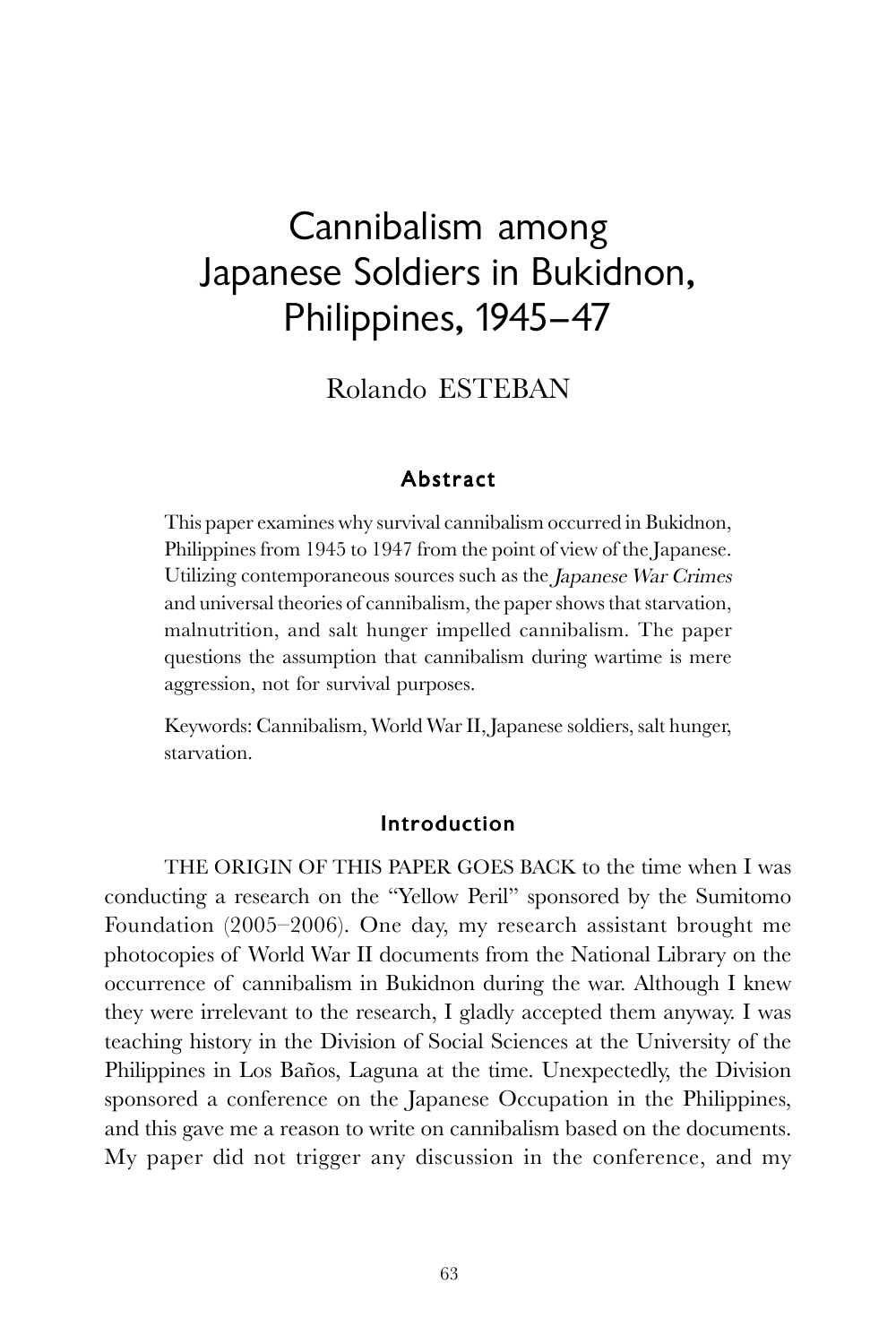# Cannibalism among Japanese Soldiers in Bukidnon, Philippines, 1945–47

Rolando ESTEBAN

## Abstract

This paper examines why survival cannibalism occurred in Bukidnon, Philippines from 1945 to 1947 from the point of view of the Japanese. Utilizing contemporaneous sources such as the *Japanese War Crimes* and universal theories of cannibalism, the paper shows that starvation, malnutrition, and salt hunger impelled cannibalism. The paper questions the assumption that cannibalism during wartime is mere aggression, not for survival purposes.

Keywords: Cannibalism, World War II, Japanese soldiers, salt hunger, starvation.

## Introduction

THE ORIGIN OF THIS PAPER GOES BACK to the time when I was conducting a research on the "Yellow Peril" sponsored by the Sumitomo Foundation (2005–2006). One day, my research assistant brought me photocopies of World War II documents from the National Library on the occurrence of cannibalism in Bukidnon during the war. Although I knew they were irrelevant to the research, I gladly accepted them anyway. I was teaching history in the Division of Social Sciences at the University of the Philippines in Los Baños, Laguna at the time. Unexpectedly, the Division sponsored a conference on the Japanese Occupation in the Philippines, and this gave me a reason to write on cannibalism based on the documents. My paper did not trigger any discussion in the conference, and my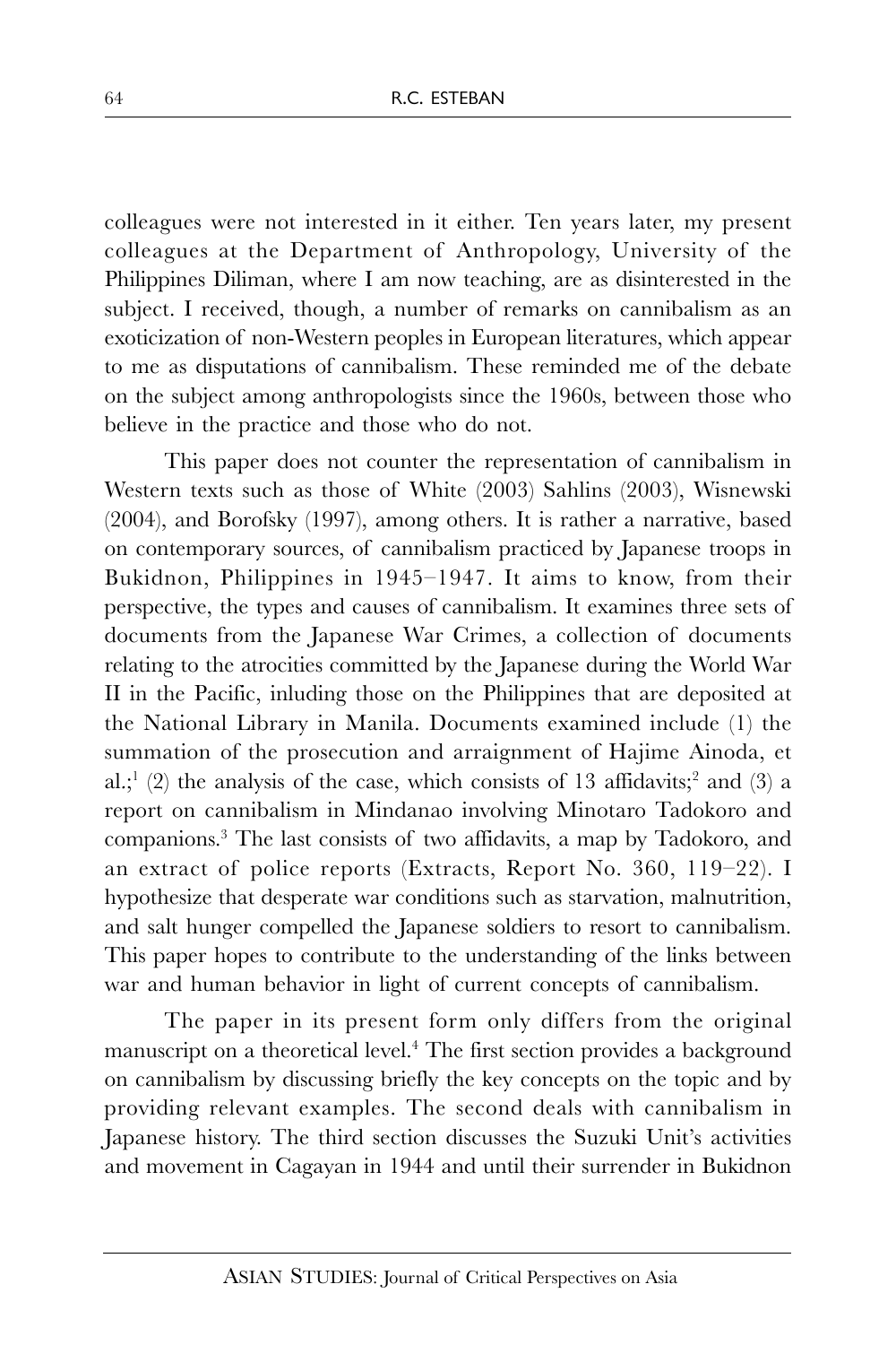colleagues were not interested in it either. Ten years later, my present colleagues at the Department of Anthropology, University of the Philippines Diliman, where I am now teaching, are as disinterested in the subject. I received, though, a number of remarks on cannibalism as an exoticization of non-Western peoples in European literatures, which appear to me as disputations of cannibalism. These reminded me of the debate on the subject among anthropologists since the 1960s, between those who believe in the practice and those who do not.

This paper does not counter the representation of cannibalism in Western texts such as those of White (2003) Sahlins (2003), Wisnewski (2004), and Borofsky (1997), among others. It is rather a narrative, based on contemporary sources, of cannibalism practiced by Japanese troops in Bukidnon, Philippines in 1945–1947. It aims to know, from their perspective, the types and causes of cannibalism. It examines three sets of documents from the Japanese War Crimes, a collection of documents relating to the atrocities committed by the Japanese during the World War II in the Pacific, inluding those on the Philippines that are deposited at the National Library in Manila. Documents examined include (1) the summation of the prosecution and arraignment of Hajime Ainoda, et al.;[1] (2) the analysis of the case, which consists of 13 affidavits;[2] and (3) a report on cannibalism in Mindanao involving Minotaro Tadokoro and companions.[3] The last consists of two affidavits, a map by Tadokoro, and an extract of police reports (Extracts, Report No. 360, 119–22). I hypothesize that desperate war conditions such as starvation, malnutrition, and salt hunger compelled the Japanese soldiers to resort to cannibalism. This paper hopes to contribute to the understanding of the links between war and human behavior in light of current concepts of cannibalism.

The paper in its present form only differs from the original manuscript on a theoretical level.[4] The first section provides a background on cannibalism by discussing briefly the key concepts on the topic and by providing relevant examples. The second deals with cannibalism in Japanese history. The third section discusses the Suzuki Unit's activities and movement in Cagayan in 1944 and until their surrender in Bukidnon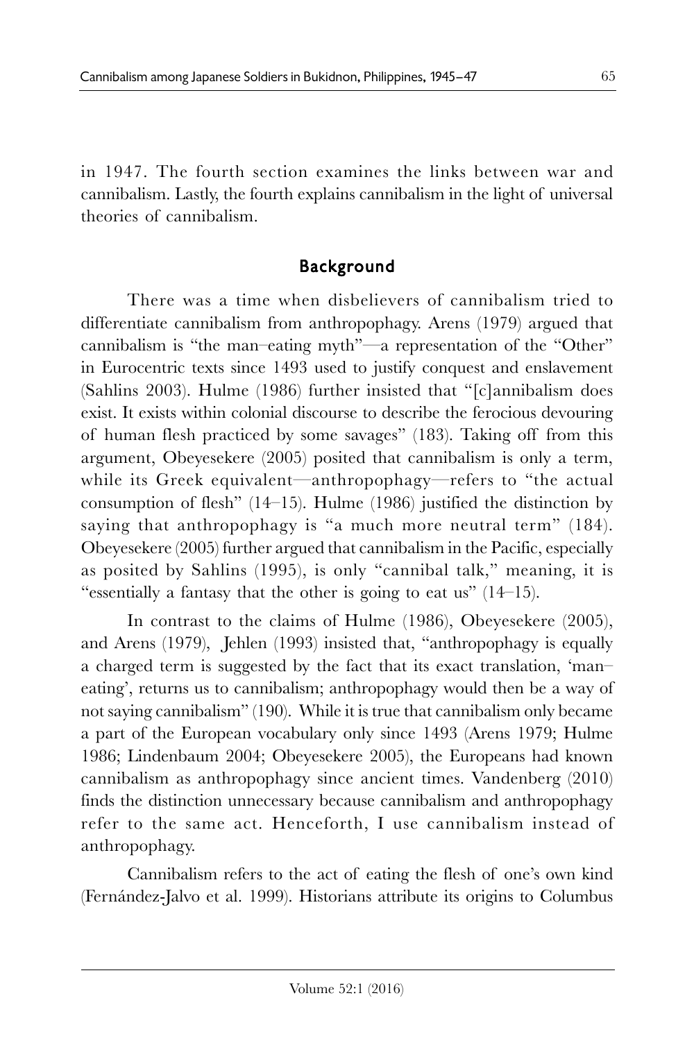in 1947. The fourth section examines the links between war and cannibalism. Lastly, the fourth explains cannibalism in the light of universal theories of cannibalism.

## Background

There was a time when disbelievers of cannibalism tried to differentiate cannibalism from anthropophagy. Arens (1979) argued that cannibalism is "the man–eating myth"—a representation of the "Other" in Eurocentric texts since 1493 used to justify conquest and enslavement (Sahlins 2003). Hulme (1986) further insisted that "[c]annibalism does exist. It exists within colonial discourse to describe the ferocious devouring of human flesh practiced by some savages" (183). Taking off from this argument, Obeyesekere (2005) posited that cannibalism is only a term, while its Greek equivalent—anthropophagy—refers to "the actual consumption of flesh" (14–15). Hulme (1986) justified the distinction by saying that anthropophagy is "a much more neutral term" (184). Obeyesekere (2005) further argued that cannibalism in the Pacific, especially as posited by Sahlins (1995), is only "cannibal talk," meaning, it is "essentially a fantasy that the other is going to eat us" (14–15).

In contrast to the claims of Hulme (1986), Obeyesekere (2005), and Arens (1979), Jehlen (1993) insisted that, "anthropophagy is equally a charged term is suggested by the fact that its exact translation, 'man–eating', returns us to cannibalism; anthropophagy would then be a way of not saying cannibalism" (190). While it is true that cannibalism only became a part of the European vocabulary only since 1493 (Arens 1979; Hulme 1986; Lindenbaum 2004; Obeyesekere 2005), the Europeans had known cannibalism as anthropophagy since ancient times. Vandenberg (2010) finds the distinction unnecessary because cannibalism and anthropophagy refer to the same act. Henceforth, I use cannibalism instead of anthropophagy.

Cannibalism refers to the act of eating the flesh of one's own kind (Fernández-Jalvo et al. 1999). Historians attribute its origins to Columbus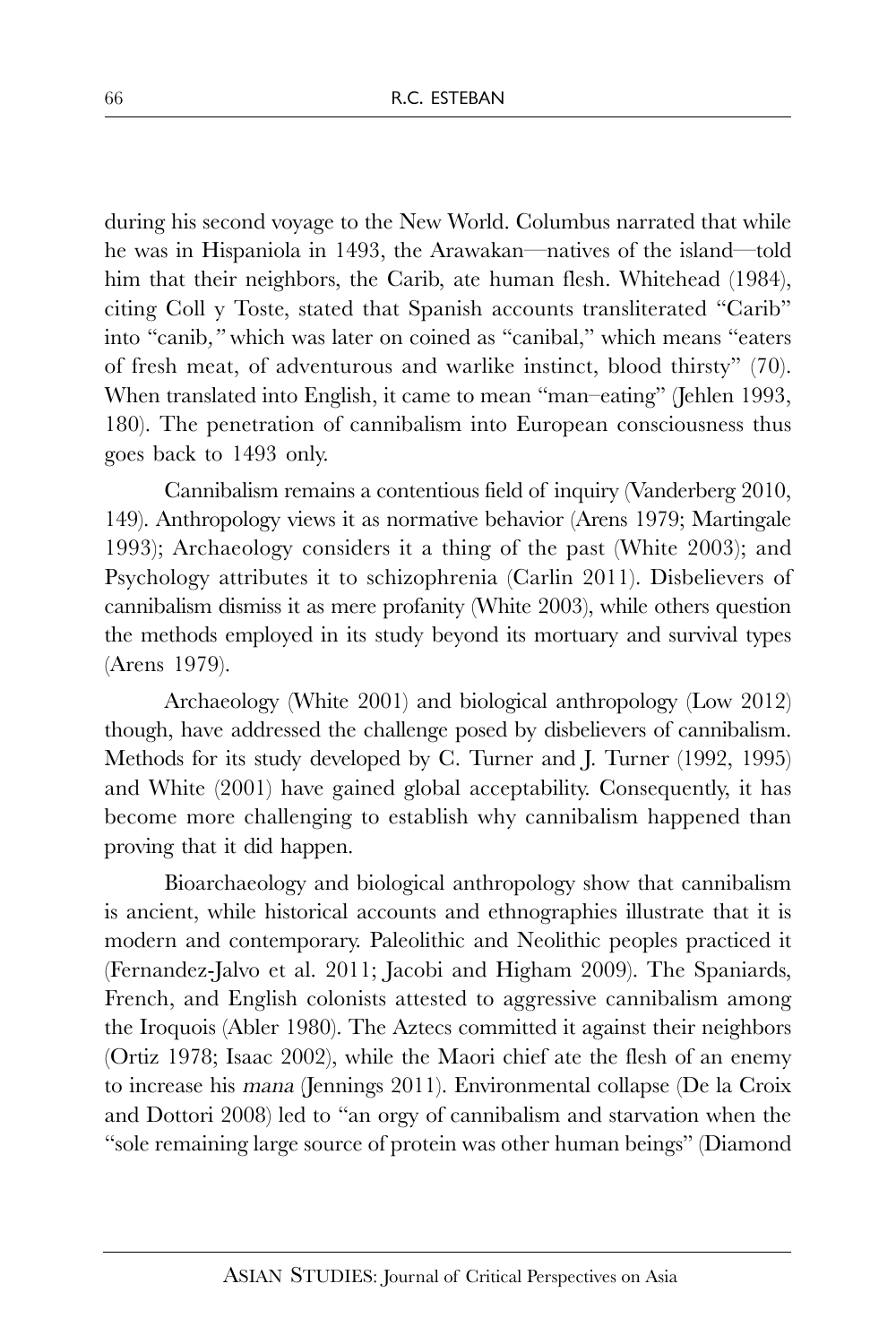during his second voyage to the New World. Columbus narrated that while he was in Hispaniola in 1493, the Arawakan—natives of the island—told him that their neighbors, the Carib, ate human flesh. Whitehead (1984), citing Coll y Toste, stated that Spanish accounts transliterated "Carib" into "canib," which was later on coined as "canibal," which means "eaters of fresh meat, of adventurous and warlike instinct, blood thirsty" (70). When translated into English, it came to mean "man–eating" (Jehlen 1993, 180). The penetration of cannibalism into European consciousness thus goes back to 1493 only.

Cannibalism remains a contentious field of inquiry (Vanderberg 2010, 149). Anthropology views it as normative behavior (Arens 1979; Martingale 1993); Archaeology considers it a thing of the past (White 2003); and Psychology attributes it to schizophrenia (Carlin 2011). Disbelievers of cannibalism dismiss it as mere profanity (White 2003), while others question the methods employed in its study beyond its mortuary and survival types (Arens 1979).

Archaeology (White 2001) and biological anthropology (Low 2012) though, have addressed the challenge posed by disbelievers of cannibalism. Methods for its study developed by C. Turner and J. Turner (1992, 1995) and White (2001) have gained global acceptability. Consequently, it has become more challenging to establish why cannibalism happened than proving that it did happen.

Bioarchaeology and biological anthropology show that cannibalism is ancient, while historical accounts and ethnographies illustrate that it is modern and contemporary. Paleolithic and Neolithic peoples practiced it (Fernandez-Jalvo et al. 2011; Jacobi and Higham 2009). The Spaniards, French, and English colonists attested to aggressive cannibalism among the Iroquois (Abler 1980). The Aztecs committed it against their neighbors (Ortiz 1978; Isaac 2002), while the Maori chief ate the flesh of an enemy to increase his *mana* (Jennings 2011). Environmental collapse (De la Croix and Dottori 2008) led to "an orgy of cannibalism and starvation when the "sole remaining large source of protein was other human beings" (Diamond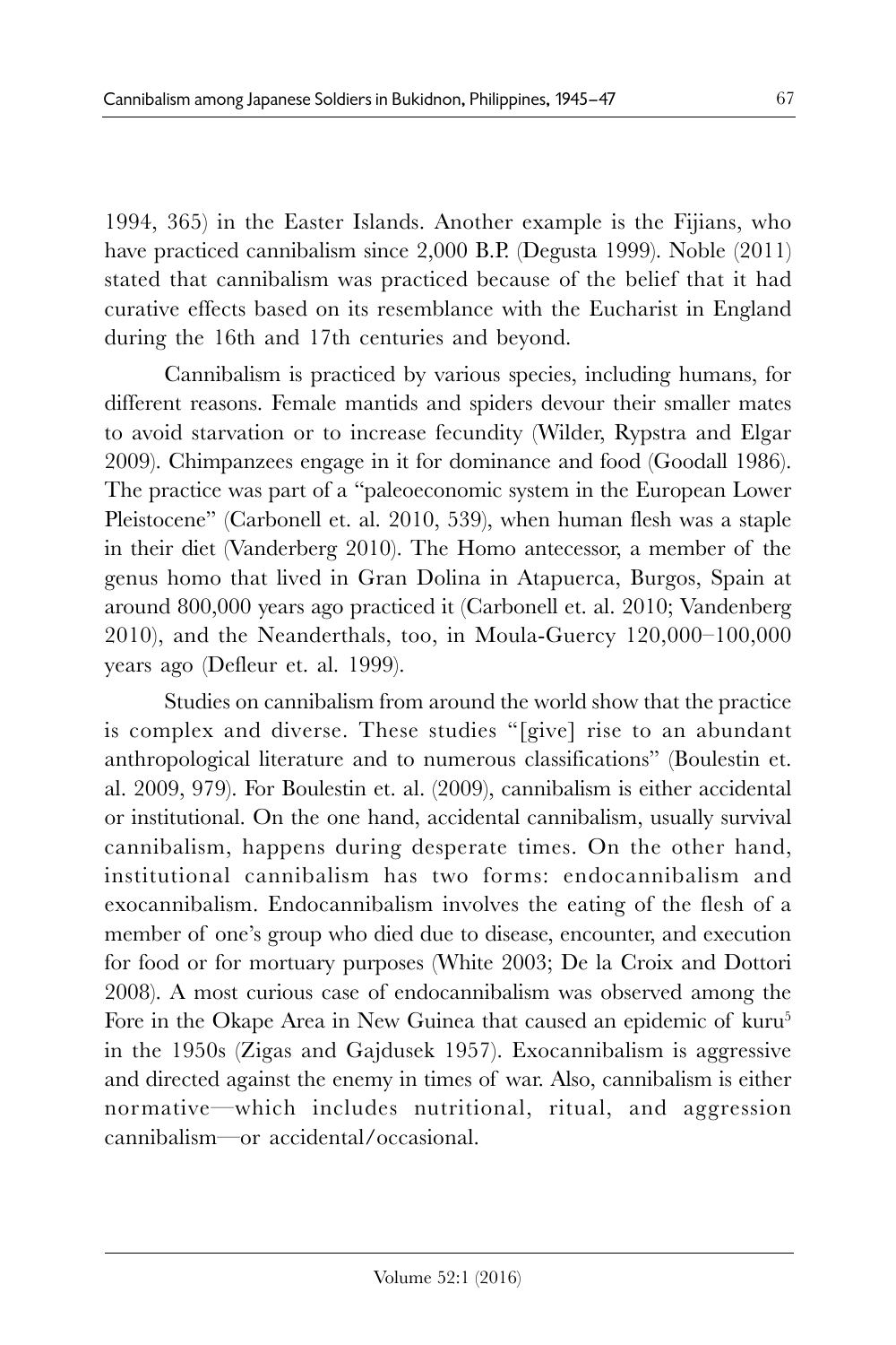1994, 365) in the Easter Islands. Another example is the Fijians, who have practiced cannibalism since 2,000 B.P. (Degusta 1999). Noble (2011) stated that cannibalism was practiced because of the belief that it had curative effects based on its resemblance with the Eucharist in England during the 16th and 17th centuries and beyond.

Cannibalism is practiced by various species, including humans, for different reasons. Female mantids and spiders devour their smaller mates to avoid starvation or to increase fecundity (Wilder, Rypstra and Elgar 2009). Chimpanzees engage in it for dominance and food (Goodall 1986). The practice was part of a "paleoeconomic system in the European Lower Pleistocene" (Carbonell et. al. 2010, 539), when human flesh was a staple in their diet (Vanderberg 2010). The Homo antecessor, a member of the genus homo that lived in Gran Dolina in Atapuerca, Burgos, Spain at around 800,000 years ago practiced it (Carbonell et. al. 2010; Vandenberg 2010), and the Neanderthals, too, in Moula-Guercy 120,000–100,000 years ago (Defleur et. al. 1999).

Studies on cannibalism from around the world show that the practice is complex and diverse. These studies "[give] rise to an abundant anthropological literature and to numerous classifications" (Boulestin et. al. 2009, 979). For Boulestin et. al. (2009), cannibalism is either accidental or institutional. On the one hand, accidental cannibalism, usually survival cannibalism, happens during desperate times. On the other hand, institutional cannibalism has two forms: endocannibalism and exocannibalism. Endocannibalism involves the eating of the flesh of a member of one's group who died due to disease, encounter, and execution for food or for mortuary purposes (White 2003; De la Croix and Dottori 2008). A most curious case of endocannibalism was observed among the Fore in the Okape Area in New Guinea that caused an epidemic of kuru[5] in the 1950s (Zigas and Gajdusek 1957). Exocannibalism is aggressive and directed against the enemy in times of war. Also, cannibalism is either normative—which includes nutritional, ritual, and aggression cannibalism—or accidental/occasional.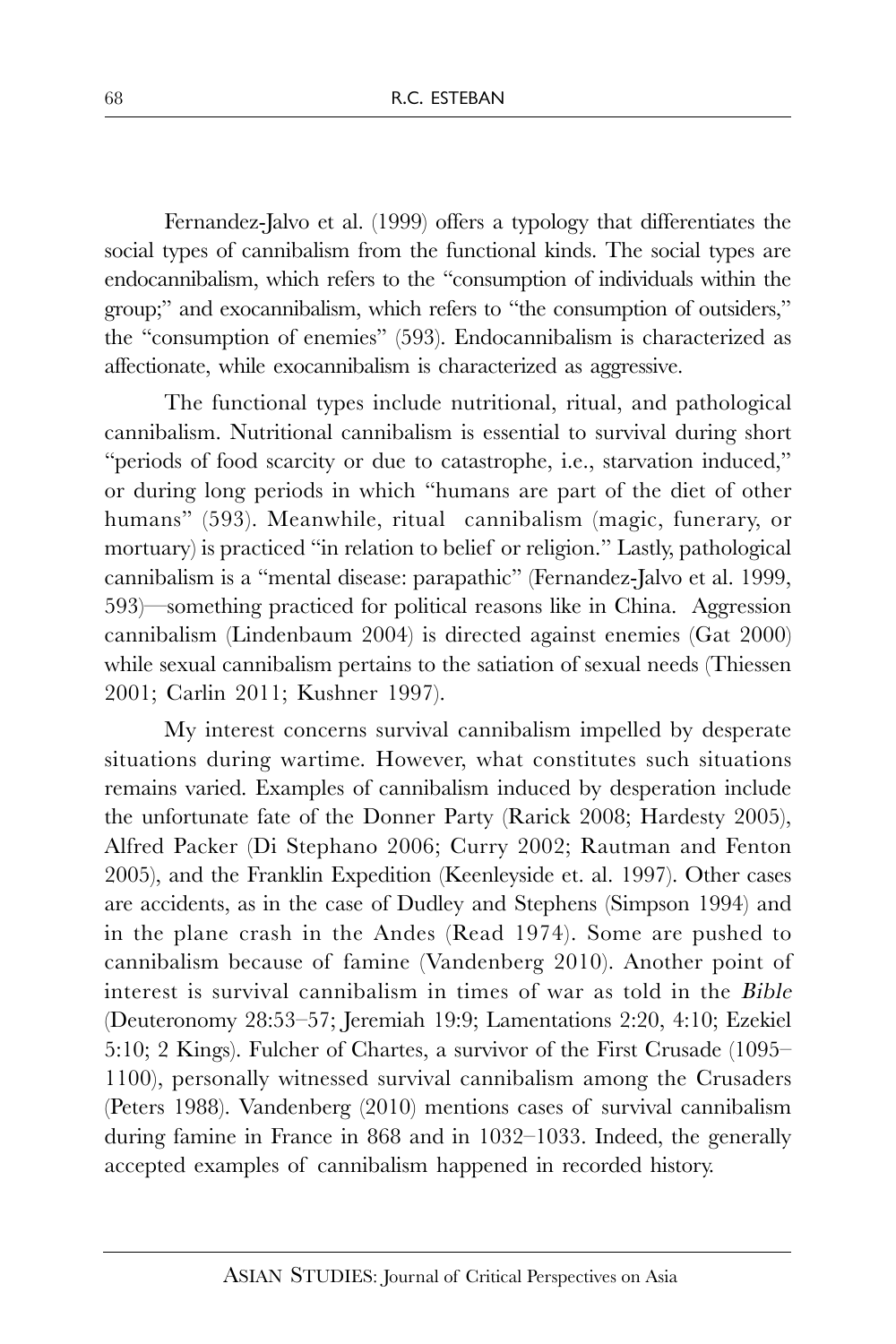Fernandez-Jalvo et al. (1999) offers a typology that differentiates the social types of cannibalism from the functional kinds. The social types are endocannibalism, which refers to the "consumption of individuals within the group;" and exocannibalism, which refers to "the consumption of outsiders," the "consumption of enemies" (593). Endocannibalism is characterized as affectionate, while exocannibalism is characterized as aggressive.

The functional types include nutritional, ritual, and pathological cannibalism. Nutritional cannibalism is essential to survival during short "periods of food scarcity or due to catastrophe, i.e., starvation induced," or during long periods in which "humans are part of the diet of other humans" (593). Meanwhile, ritual cannibalism (magic, funerary, or mortuary) is practiced "in relation to belief or religion." Lastly, pathological cannibalism is a "mental disease: parapathic" (Fernandez-Jalvo et al. 1999, 593)—something practiced for political reasons like in China. Aggression cannibalism (Lindenbaum 2004) is directed against enemies (Gat 2000) while sexual cannibalism pertains to the satiation of sexual needs (Thiessen 2001; Carlin 2011; Kushner 1997).

My interest concerns survival cannibalism impelled by desperate situations during wartime. However, what constitutes such situations remains varied. Examples of cannibalism induced by desperation include the unfortunate fate of the Donner Party (Rarick 2008; Hardesty 2005), Alfred Packer (Di Stephano 2006; Curry 2002; Rautman and Fenton 2005), and the Franklin Expedition (Keenleyside et. al. 1997). Other cases are accidents, as in the case of Dudley and Stephens (Simpson 1994) and in the plane crash in the Andes (Read 1974). Some are pushed to cannibalism because of famine (Vandenberg 2010). Another point of interest is survival cannibalism in times of war as told in the *Bible* (Deuteronomy 28:53–57; Jeremiah 19:9; Lamentations 2:20, 4:10; Ezekiel 5:10; 2 Kings). Fulcher of Chartes, a survivor of the First Crusade (1095–1100), personally witnessed survival cannibalism among the Crusaders (Peters 1988). Vandenberg (2010) mentions cases of survival cannibalism during famine in France in 868 and in 1032–1033. Indeed, the generally accepted examples of cannibalism happened in recorded history.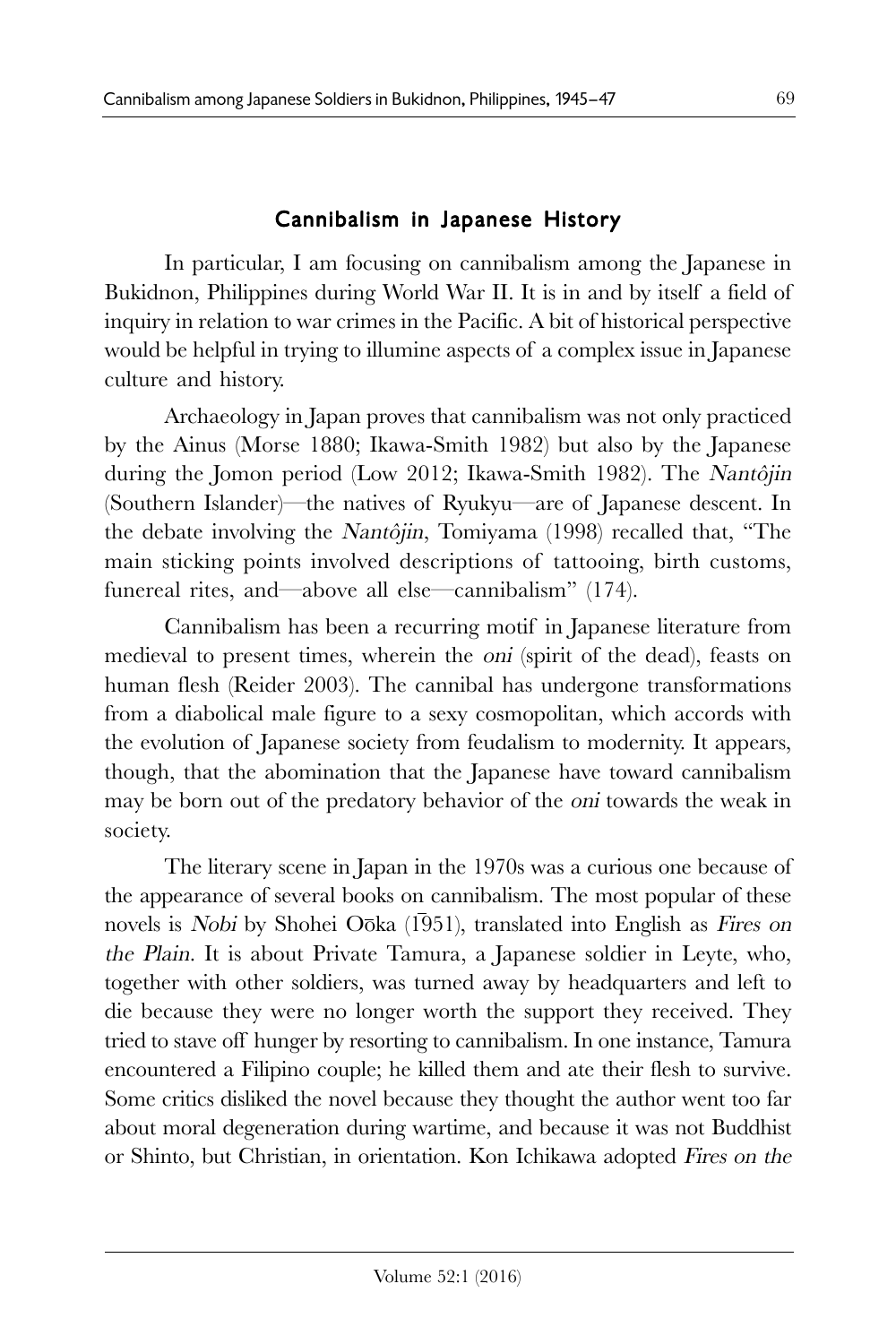## Cannibalism in Japanese History

In particular, I am focusing on cannibalism among the Japanese in Bukidnon, Philippines during World War II. It is in and by itself a field of inquiry in relation to war crimes in the Pacific. A bit of historical perspective would be helpful in trying to illumine aspects of a complex issue in Japanese culture and history.

Archaeology in Japan proves that cannibalism was not only practiced by the Ainus (Morse 1880; Ikawa-Smith 1982) but also by the Japanese during the Jomon period (Low 2012; Ikawa-Smith 1982). The *Nantôjin* (Southern Islander)—the natives of Ryukyu—are of Japanese descent. In the debate involving the *Nantôjin*, Tomiyama (1998) recalled that, "The main sticking points involved descriptions of tattooing, birth customs, funereal rites, and—above all else—cannibalism" (174).

Cannibalism has been a recurring motif in Japanese literature from medieval to present times, wherein the *oni* (spirit of the dead), feasts on human flesh (Reider 2003). The cannibal has undergone transformations from a diabolical male figure to a sexy cosmopolitan, which accords with the evolution of Japanese society from feudalism to modernity. It appears, though, that the abomination that the Japanese have toward cannibalism may be born out of the predatory behavior of the *oni* towards the weak in society.

The literary scene in Japan in the 1970s was a curious one because of the appearance of several books on cannibalism. The most popular of these novels is *Nobi* by Shohei Oōka (1̄951), translated into English as *Fires on the Plain*. It is about Private Tamura, a Japanese soldier in Leyte, who, together with other soldiers, was turned away by headquarters and left to die because they were no longer worth the support they received. They tried to stave off hunger by resorting to cannibalism. In one instance, Tamura encountered a Filipino couple; he killed them and ate their flesh to survive. Some critics disliked the novel because they thought the author went too far about moral degeneration during wartime, and because it was not Buddhist or Shinto, but Christian, in orientation. Kon Ichikawa adopted *Fires on the*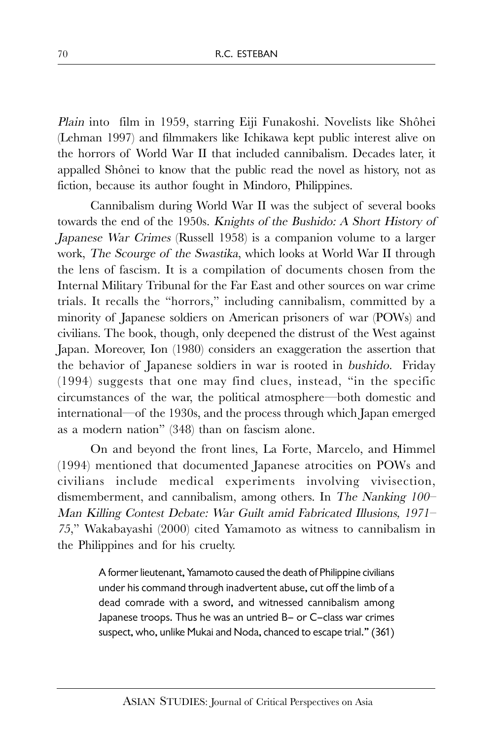*Plain* into film in 1959, starring Eiji Funakoshi. Novelists like Shôhei (Lehman 1997) and filmmakers like Ichikawa kept public interest alive on the horrors of World War II that included cannibalism. Decades later, it appalled Shônei to know that the public read the novel as history, not as fiction, because its author fought in Mindoro, Philippines.

Cannibalism during World War II was the subject of several books towards the end of the 1950s. *Knights of the Bushido: A Short History of Japanese War Crimes* (Russell 1958) is a companion volume to a larger work, *The Scourge of the Swastika*, which looks at World War II through the lens of fascism. It is a compilation of documents chosen from the Internal Military Tribunal for the Far East and other sources on war crime trials. It recalls the "horrors," including cannibalism, committed by a minority of Japanese soldiers on American prisoners of war (POWs) and civilians. The book, though, only deepened the distrust of the West against Japan. Moreover, Ion (1980) considers an exaggeration the assertion that the behavior of Japanese soldiers in war is rooted in *bushido*. Friday (1994) suggests that one may find clues, instead, "in the specific circumstances of the war, the political atmosphere—both domestic and international—of the 1930s, and the process through which Japan emerged as a modern nation" (348) than on fascism alone.

On and beyond the front lines, La Forte, Marcelo, and Himmel (1994) mentioned that documented Japanese atrocities on POWs and civilians include medical experiments involving vivisection, dismemberment, and cannibalism, among others. In *The Nanking 100–Man Killing Contest Debate: War Guilt amid Fabricated Illusions, 1971–75*," Wakabayashi (2000) cited Yamamoto as witness to cannibalism in the Philippines and for his cruelty.

> A former lieutenant, Yamamoto caused the death of Philippine civilians under his command through inadvertent abuse, cut off the limb of a dead comrade with a sword, and witnessed cannibalism among Japanese troops. Thus he was an untried B– or C–class war crimes suspect, who, unlike Mukai and Noda, chanced to escape trial." (361)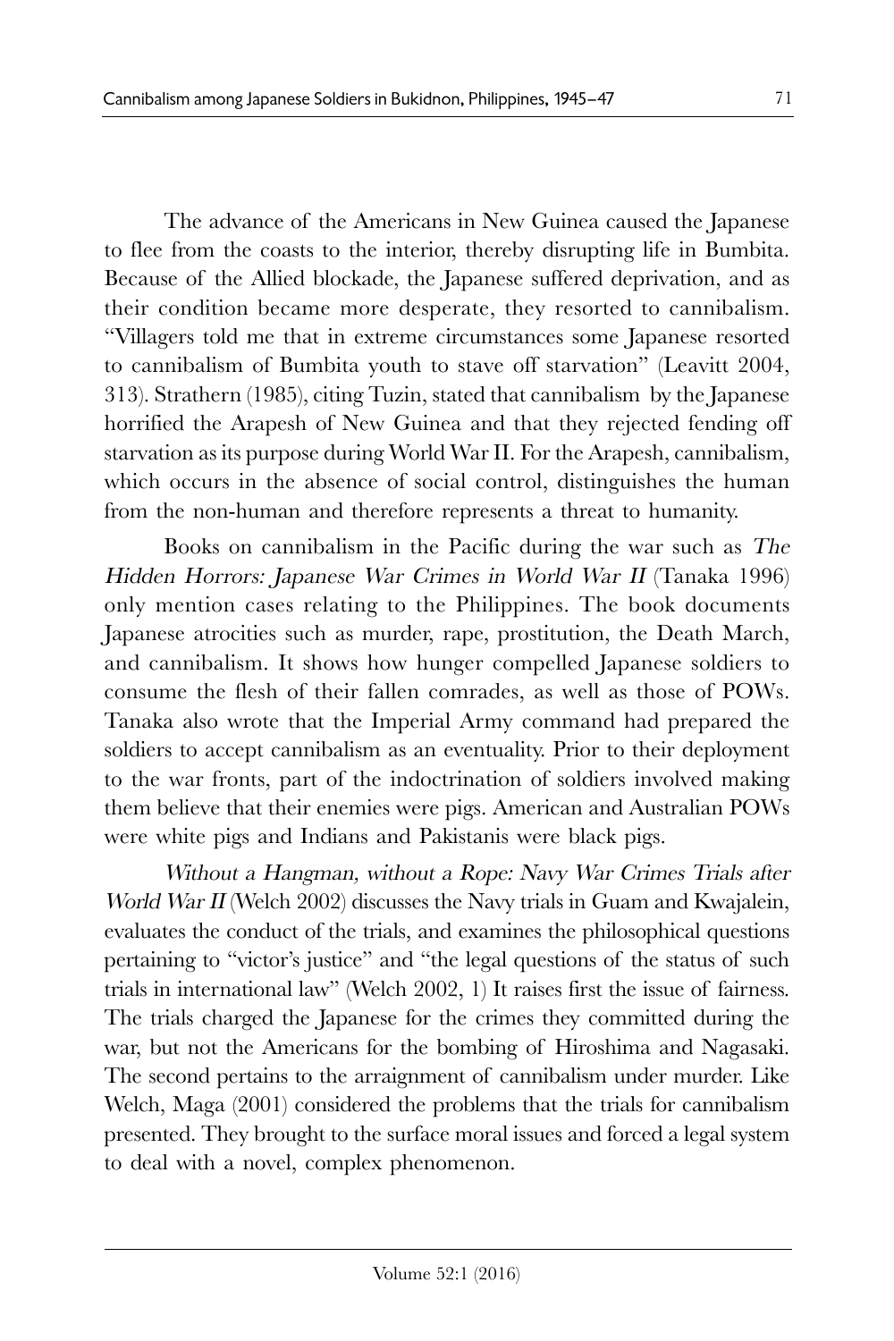The advance of the Americans in New Guinea caused the Japanese to flee from the coasts to the interior, thereby disrupting life in Bumbita. Because of the Allied blockade, the Japanese suffered deprivation, and as their condition became more desperate, they resorted to cannibalism. "Villagers told me that in extreme circumstances some Japanese resorted to cannibalism of Bumbita youth to stave off starvation" (Leavitt 2004, 313). Strathern (1985), citing Tuzin, stated that cannibalism by the Japanese horrified the Arapesh of New Guinea and that they rejected fending off starvation as its purpose during World War II. For the Arapesh, cannibalism, which occurs in the absence of social control, distinguishes the human from the non-human and therefore represents a threat to humanity.

Books on cannibalism in the Pacific during the war such as *The Hidden Horrors: Japanese War Crimes in World War II* (Tanaka 1996) only mention cases relating to the Philippines. The book documents Japanese atrocities such as murder, rape, prostitution, the Death March, and cannibalism. It shows how hunger compelled Japanese soldiers to consume the flesh of their fallen comrades, as well as those of POWs. Tanaka also wrote that the Imperial Army command had prepared the soldiers to accept cannibalism as an eventuality. Prior to their deployment to the war fronts, part of the indoctrination of soldiers involved making them believe that their enemies were pigs. American and Australian POWs were white pigs and Indians and Pakistanis were black pigs.

*Without a Hangman, without a Rope: Navy War Crimes Trials after World War II* (Welch 2002) discusses the Navy trials in Guam and Kwajalein, evaluates the conduct of the trials, and examines the philosophical questions pertaining to "victor's justice" and "the legal questions of the status of such trials in international law" (Welch 2002, 1) It raises first the issue of fairness. The trials charged the Japanese for the crimes they committed during the war, but not the Americans for the bombing of Hiroshima and Nagasaki. The second pertains to the arraignment of cannibalism under murder. Like Welch, Maga (2001) considered the problems that the trials for cannibalism presented. They brought to the surface moral issues and forced a legal system to deal with a novel, complex phenomenon.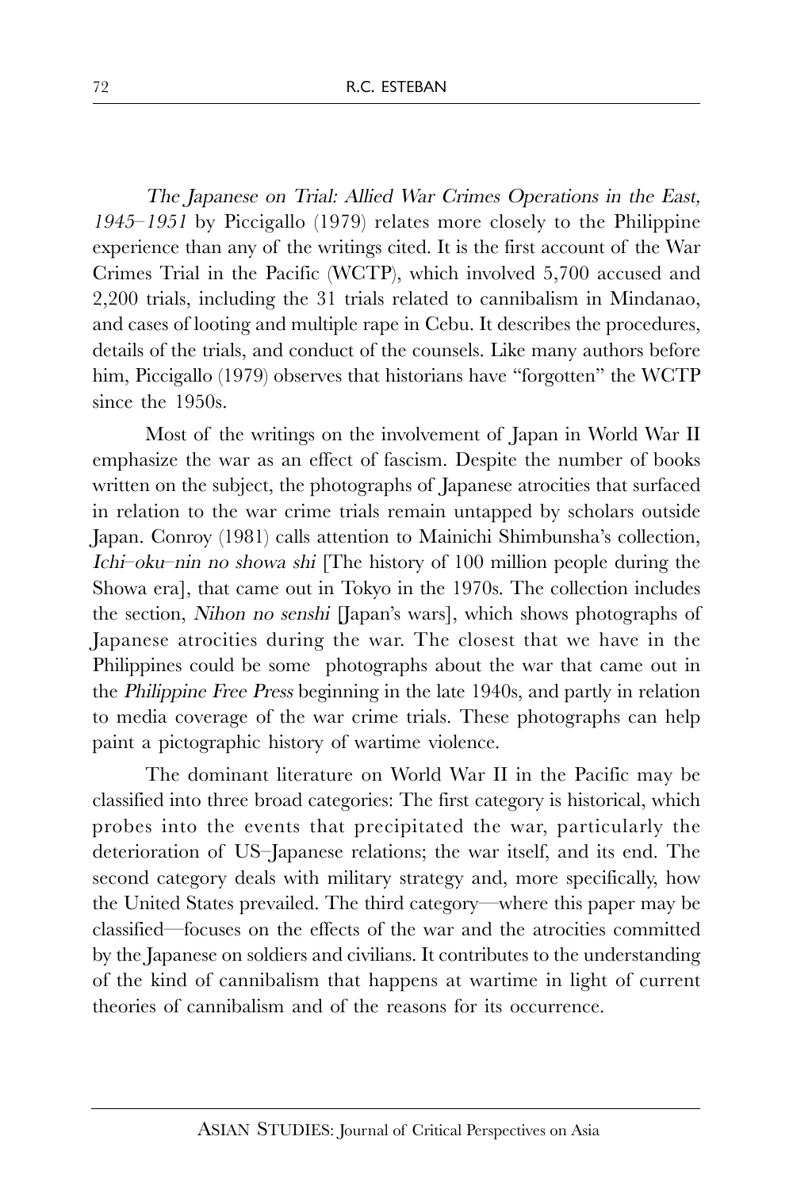*The Japanese on Trial: Allied War Crimes Operations in the East, 1945–1951* by Piccigallo (1979) relates more closely to the Philippine experience than any of the writings cited. It is the first account of the War Crimes Trial in the Pacific (WCTP), which involved 5,700 accused and 2,200 trials, including the 31 trials related to cannibalism in Mindanao, and cases of looting and multiple rape in Cebu. It describes the procedures, details of the trials, and conduct of the counsels. Like many authors before him, Piccigallo (1979) observes that historians have "forgotten" the WCTP since the 1950s.

Most of the writings on the involvement of Japan in World War II emphasize the war as an effect of fascism. Despite the number of books written on the subject, the photographs of Japanese atrocities that surfaced in relation to the war crime trials remain untapped by scholars outside Japan. Conroy (1981) calls attention to Mainichi Shimbunsha's collection, *Ichi–oku–nin no showa shi* [The history of 100 million people during the Showa era], that came out in Tokyo in the 1970s. The collection includes the section, *Nihon no senshi* [Japan's wars], which shows photographs of Japanese atrocities during the war. The closest that we have in the Philippines could be some photographs about the war that came out in the *Philippine Free Press* beginning in the late 1940s, and partly in relation to media coverage of the war crime trials. These photographs can help paint a pictographic history of wartime violence.

The dominant literature on World War II in the Pacific may be classified into three broad categories: The first category is historical, which probes into the events that precipitated the war, particularly the deterioration of US–Japanese relations; the war itself, and its end. The second category deals with military strategy and, more specifically, how the United States prevailed. The third category—where this paper may be classified—focuses on the effects of the war and the atrocities committed by the Japanese on soldiers and civilians. It contributes to the understanding of the kind of cannibalism that happens at wartime in light of current theories of cannibalism and of the reasons for its occurrence.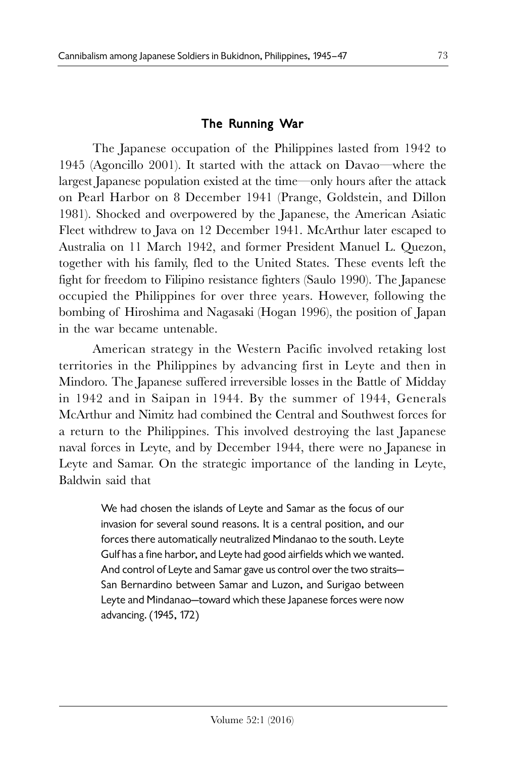## The Running War

The Japanese occupation of the Philippines lasted from 1942 to 1945 (Agoncillo 2001). It started with the attack on Davao—where the largest Japanese population existed at the time—only hours after the attack on Pearl Harbor on 8 December 1941 (Prange, Goldstein, and Dillon 1981). Shocked and overpowered by the Japanese, the American Asiatic Fleet withdrew to Java on 12 December 1941. McArthur later escaped to Australia on 11 March 1942, and former President Manuel L. Quezon, together with his family, fled to the United States. These events left the fight for freedom to Filipino resistance fighters (Saulo 1990). The Japanese occupied the Philippines for over three years. However, following the bombing of Hiroshima and Nagasaki (Hogan 1996), the position of Japan in the war became untenable.

American strategy in the Western Pacific involved retaking lost territories in the Philippines by advancing first in Leyte and then in Mindoro. The Japanese suffered irreversible losses in the Battle of Midday in 1942 and in Saipan in 1944. By the summer of 1944, Generals McArthur and Nimitz had combined the Central and Southwest forces for a return to the Philippines. This involved destroying the last Japanese naval forces in Leyte, and by December 1944, there were no Japanese in Leyte and Samar. On the strategic importance of the landing in Leyte, Baldwin said that

> We had chosen the islands of Leyte and Samar as the focus of our invasion for several sound reasons. It is a central position, and our forces there automatically neutralized Mindanao to the south. Leyte Gulf has a fine harbor, and Leyte had good airfields which we wanted. And control of Leyte and Samar gave us control over the two straits—San Bernardino between Samar and Luzon, and Surigao between Leyte and Mindanao—toward which these Japanese forces were now advancing. (1945, 172)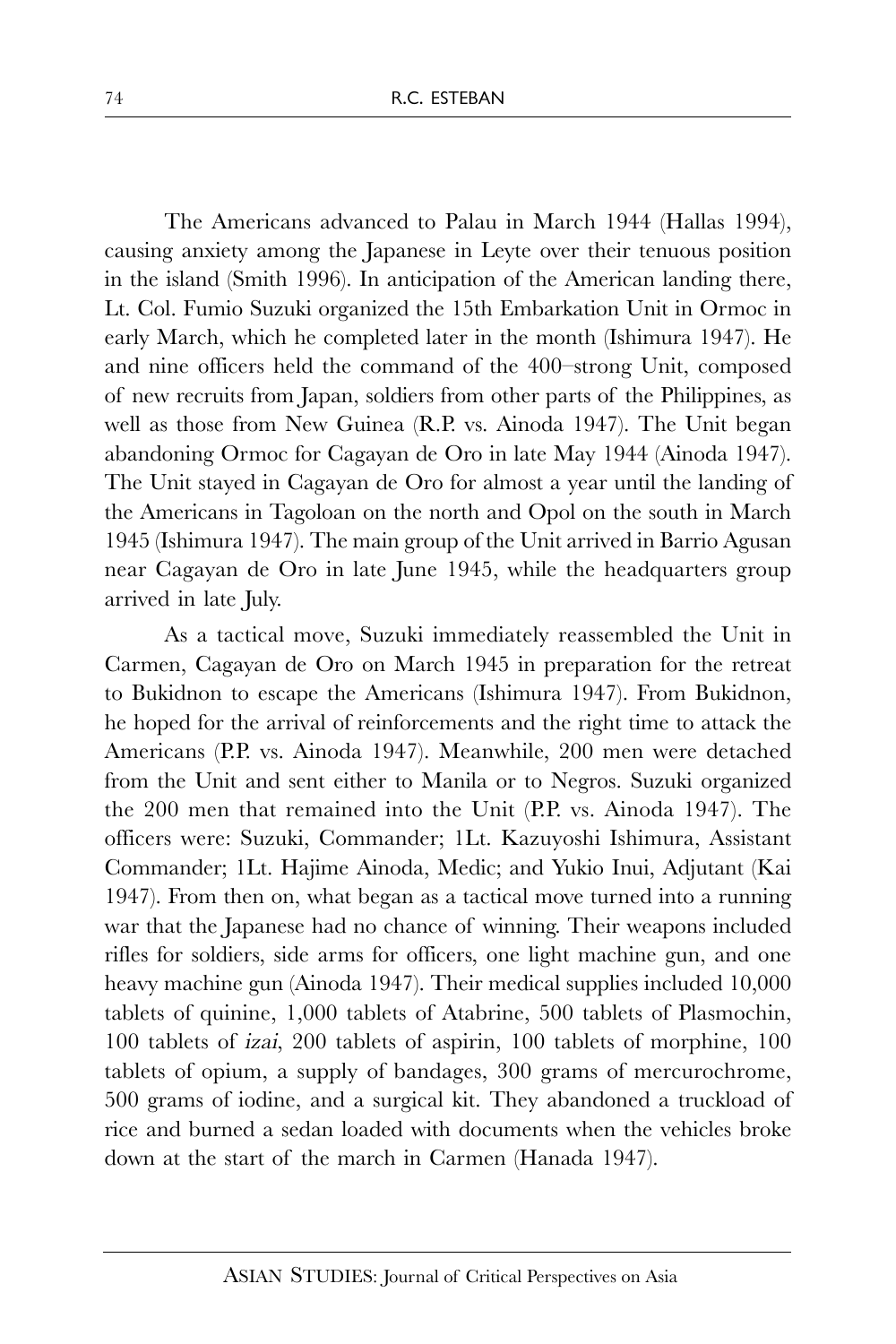The Americans advanced to Palau in March 1944 (Hallas 1994), causing anxiety among the Japanese in Leyte over their tenuous position in the island (Smith 1996). In anticipation of the American landing there, Lt. Col. Fumio Suzuki organized the 15th Embarkation Unit in Ormoc in early March, which he completed later in the month (Ishimura 1947). He and nine officers held the command of the 400–strong Unit, composed of new recruits from Japan, soldiers from other parts of the Philippines, as well as those from New Guinea (R.P. vs. Ainoda 1947). The Unit began abandoning Ormoc for Cagayan de Oro in late May 1944 (Ainoda 1947). The Unit stayed in Cagayan de Oro for almost a year until the landing of the Americans in Tagoloan on the north and Opol on the south in March 1945 (Ishimura 1947). The main group of the Unit arrived in Barrio Agusan near Cagayan de Oro in late June 1945, while the headquarters group arrived in late July.

As a tactical move, Suzuki immediately reassembled the Unit in Carmen, Cagayan de Oro on March 1945 in preparation for the retreat to Bukidnon to escape the Americans (Ishimura 1947). From Bukidnon, he hoped for the arrival of reinforcements and the right time to attack the Americans (P.P. vs. Ainoda 1947). Meanwhile, 200 men were detached from the Unit and sent either to Manila or to Negros. Suzuki organized the 200 men that remained into the Unit (P.P. vs. Ainoda 1947). The officers were: Suzuki, Commander; 1Lt. Kazuyoshi Ishimura, Assistant Commander; 1Lt. Hajime Ainoda, Medic; and Yukio Inui, Adjutant (Kai 1947). From then on, what began as a tactical move turned into a running war that the Japanese had no chance of winning. Their weapons included rifles for soldiers, side arms for officers, one light machine gun, and one heavy machine gun (Ainoda 1947). Their medical supplies included 10,000 tablets of quinine, 1,000 tablets of Atabrine, 500 tablets of Plasmochin, 100 tablets of *izai*, 200 tablets of aspirin, 100 tablets of morphine, 100 tablets of opium, a supply of bandages, 300 grams of mercurochrome, 500 grams of iodine, and a surgical kit. They abandoned a truckload of rice and burned a sedan loaded with documents when the vehicles broke down at the start of the march in Carmen (Hanada 1947).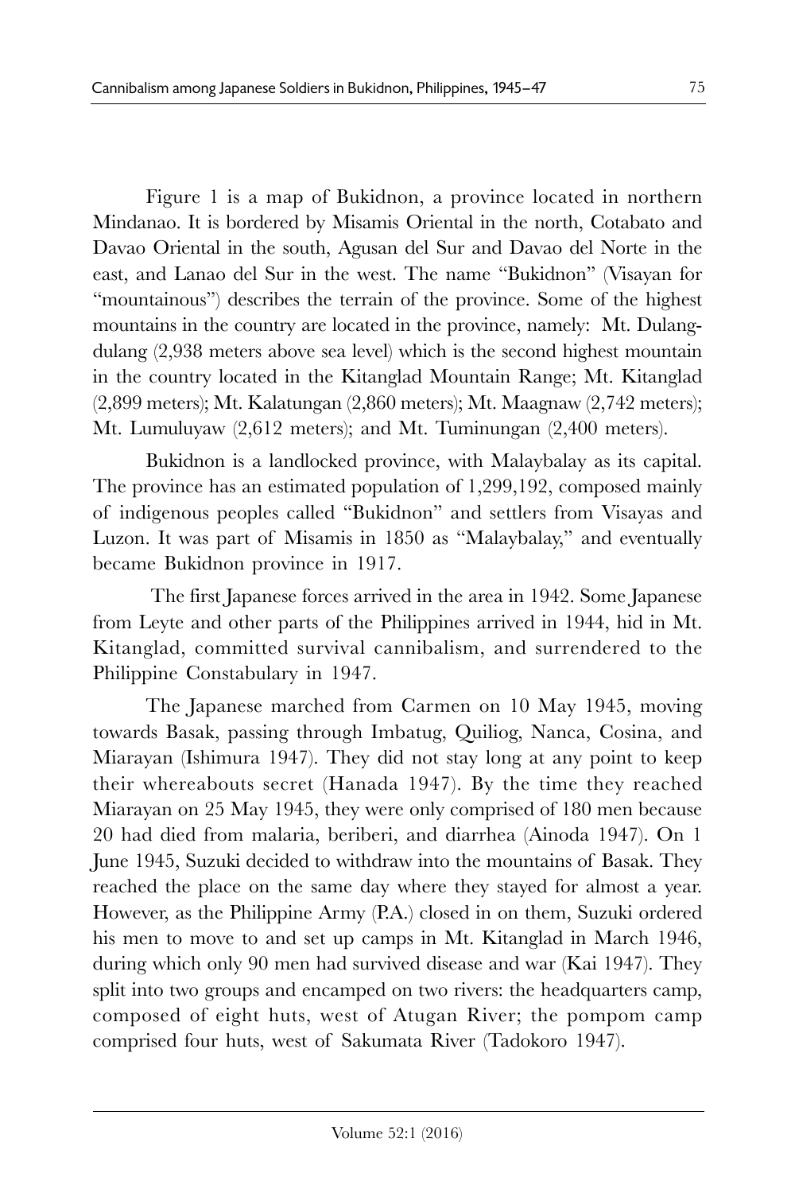Figure 1 is a map of Bukidnon, a province located in northern Mindanao. It is bordered by Misamis Oriental in the north, Cotabato and Davao Oriental in the south, Agusan del Sur and Davao del Norte in the east, and Lanao del Sur in the west. The name "Bukidnon" (Visayan for "mountainous") describes the terrain of the province. Some of the highest mountains in the country are located in the province, namely: Mt. Dulang-dulang (2,938 meters above sea level) which is the second highest mountain in the country located in the Kitanglad Mountain Range; Mt. Kitanglad (2,899 meters); Mt. Kalatungan (2,860 meters); Mt. Maagnaw (2,742 meters); Mt. Lumuluyaw (2,612 meters); and Mt. Tuminungan (2,400 meters).

Bukidnon is a landlocked province, with Malaybalay as its capital. The province has an estimated population of 1,299,192, composed mainly of indigenous peoples called "Bukidnon" and settlers from Visayas and Luzon. It was part of Misamis in 1850 as "Malaybalay," and eventually became Bukidnon province in 1917.

The first Japanese forces arrived in the area in 1942. Some Japanese from Leyte and other parts of the Philippines arrived in 1944, hid in Mt. Kitanglad, committed survival cannibalism, and surrendered to the Philippine Constabulary in 1947.

The Japanese marched from Carmen on 10 May 1945, moving towards Basak, passing through Imbatug, Quiliog, Nanca, Cosina, and Miarayan (Ishimura 1947). They did not stay long at any point to keep their whereabouts secret (Hanada 1947). By the time they reached Miarayan on 25 May 1945, they were only comprised of 180 men because 20 had died from malaria, beriberi, and diarrhea (Ainoda 1947). On 1 June 1945, Suzuki decided to withdraw into the mountains of Basak. They reached the place on the same day where they stayed for almost a year. However, as the Philippine Army (P.A.) closed in on them, Suzuki ordered his men to move to and set up camps in Mt. Kitanglad in March 1946, during which only 90 men had survived disease and war (Kai 1947). They split into two groups and encamped on two rivers: the headquarters camp, composed of eight huts, west of Atugan River; the pompom camp comprised four huts, west of Sakumata River (Tadokoro 1947).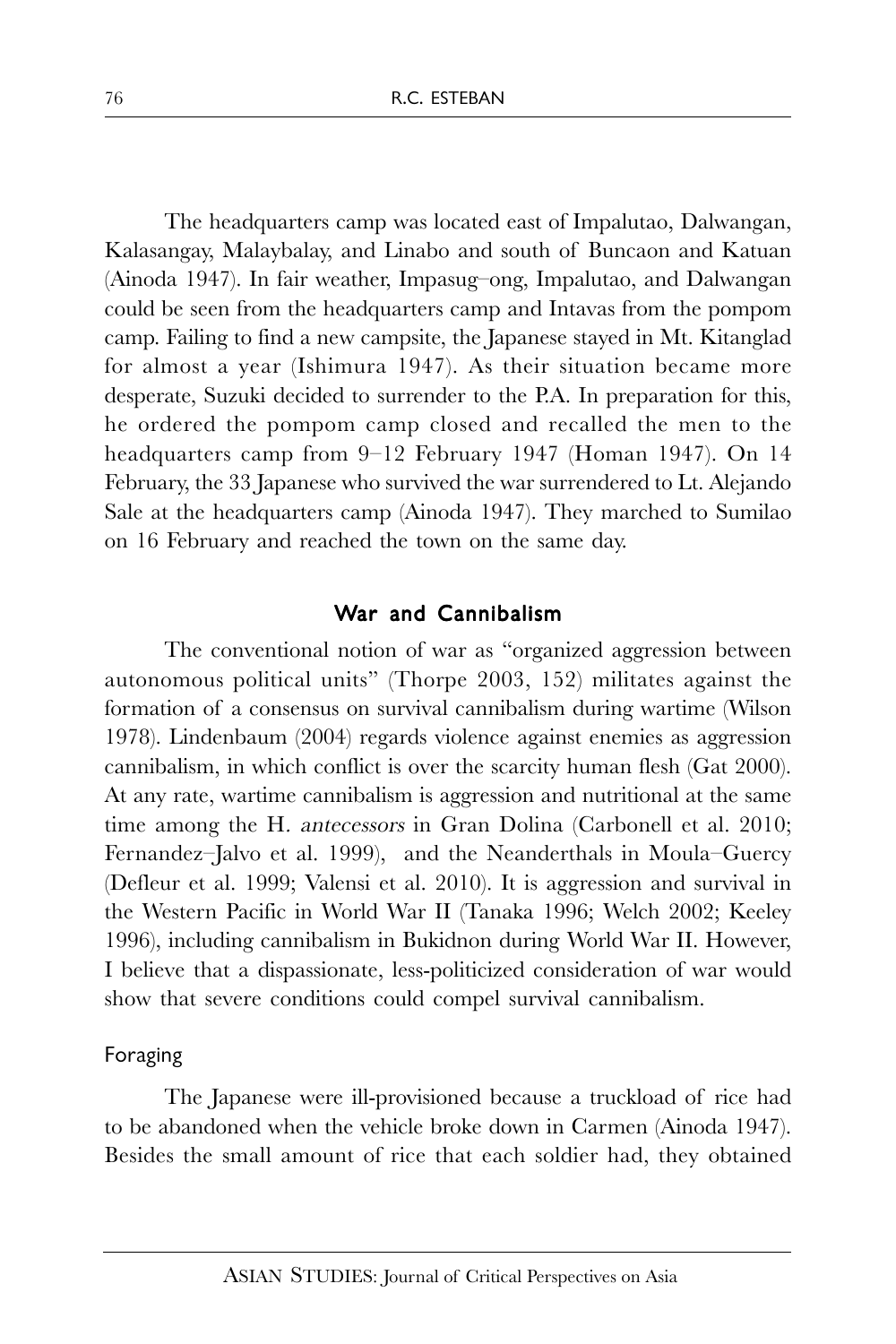The headquarters camp was located east of Impalutao, Dalwangan, Kalasangay, Malaybalay, and Linabo and south of Buncaon and Katuan (Ainoda 1947). In fair weather, Impasug–ong, Impalutao, and Dalwangan could be seen from the headquarters camp and Intavas from the pompom camp. Failing to find a new campsite, the Japanese stayed in Mt. Kitanglad for almost a year (Ishimura 1947). As their situation became more desperate, Suzuki decided to surrender to the P.A. In preparation for this, he ordered the pompom camp closed and recalled the men to the headquarters camp from 9–12 February 1947 (Homan 1947). On 14 February, the 33 Japanese who survived the war surrendered to Lt. Alejandro Sale at the headquarters camp (Ainoda 1947). They marched to Sumilao on 16 February and reached the town on the same day.

## War and Cannibalism

The conventional notion of war as "organized aggression between autonomous political units" (Thorpe 2003, 152) militates against the formation of a consensus on survival cannibalism during wartime (Wilson 1978). Lindenbaum (2004) regards violence against enemies as aggression cannibalism, in which conflict is over the scarcity human flesh (Gat 2000). At any rate, wartime cannibalism is aggression and nutritional at the same time among the H. *antecessors* in Gran Dolina (Carbonell et al. 2010; Fernandez–Jalvo et al. 1999), and the Neanderthals in Moula–Guercy (Defleur et al. 1999; Valensi et al. 2010). It is aggression and survival in the Western Pacific in World War II (Tanaka 1996; Welch 2002; Keeley 1996), including cannibalism in Bukidnon during World War II. However, I believe that a dispassionate, less-politicized consideration of war would show that severe conditions could compel survival cannibalism.

### Foraging

The Japanese were ill-provisioned because a truckload of rice had to be abandoned when the vehicle broke down in Carmen (Ainoda 1947). Besides the small amount of rice that each soldier had, they obtained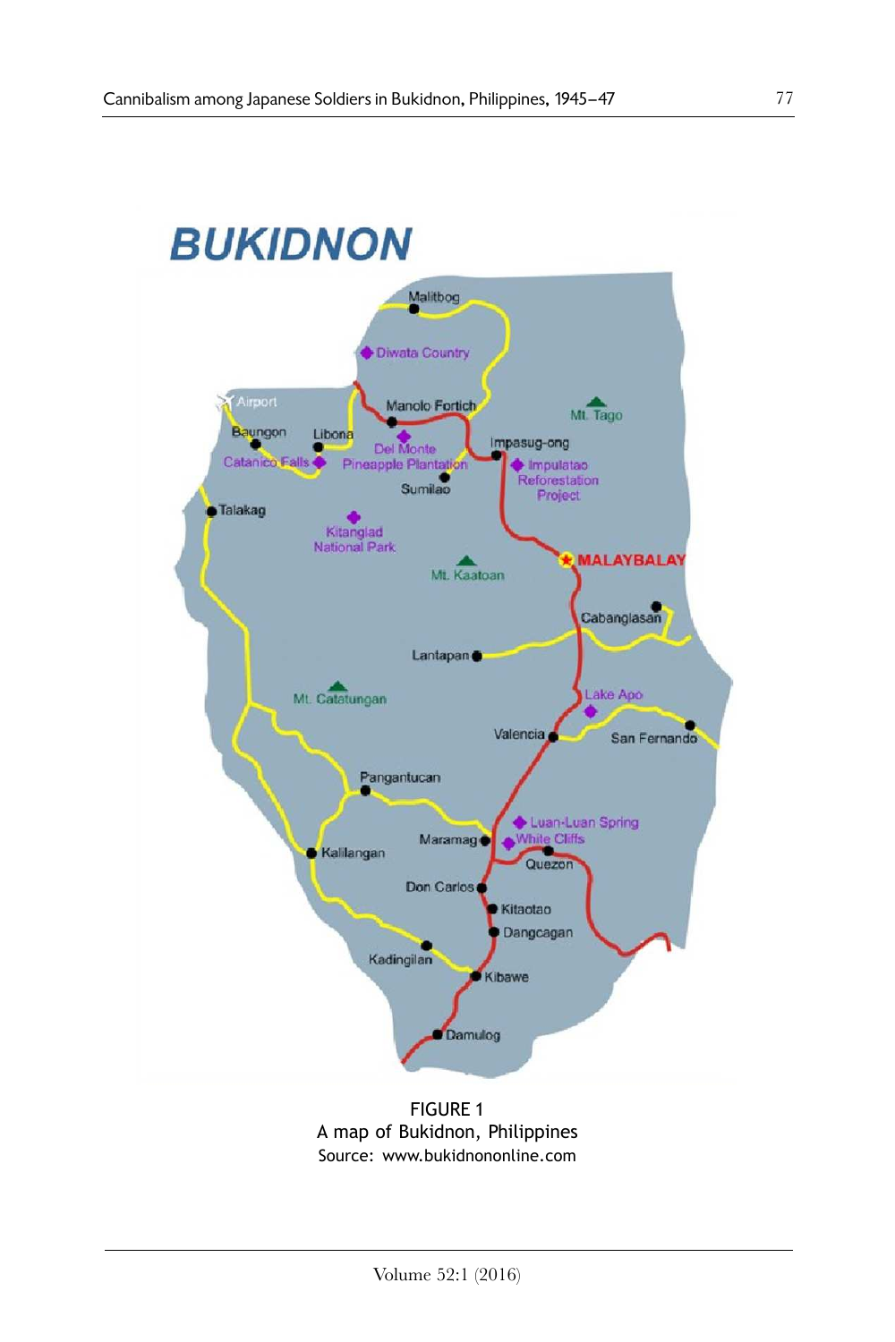FIGURE 1
A map of Bukidnon, Philippines
Source: www.bukidnononline.com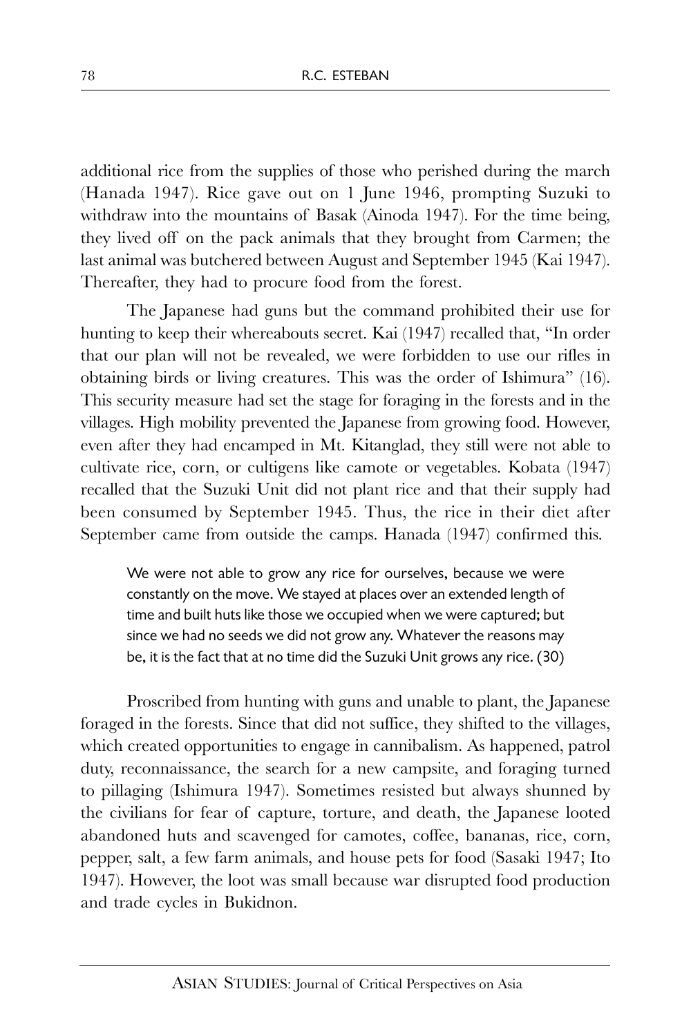additional rice from the supplies of those who perished during the march (Hanada 1947). Rice gave out on 1 June 1946, prompting Suzuki to withdraw into the mountains of Basak (Ainoda 1947). For the time being, they lived off on the pack animals that they brought from Carmen; the last animal was butchered between August and September 1945 (Kai 1947). Thereafter, they had to procure food from the forest.

The Japanese had guns but the command prohibited their use for hunting to keep their whereabouts secret. Kai (1947) recalled that, "In order that our plan will not be revealed, we were forbidden to use our rifles in obtaining birds or living creatures. This was the order of Ishimura" (16). This security measure had set the stage for foraging in the forests and in the villages. High mobility prevented the Japanese from growing food. However, even after they had encamped in Mt. Kitanglad, they still were not able to cultivate rice, corn, or cultigens like camote or vegetables. Kobata (1947) recalled that the Suzuki Unit did not plant rice and that their supply had been consumed by September 1945. Thus, the rice in their diet after September came from outside the camps. Hanada (1947) confirmed this.

> We were not able to grow any rice for ourselves, because we were constantly on the move. We stayed at places over an extended length of time and built huts like those we occupied when we were captured; but since we had no seeds we did not grow any. Whatever the reasons may be, it is the fact that at no time did the Suzuki Unit grows any rice. (30)

Proscribed from hunting with guns and unable to plant, the Japanese foraged in the forests. Since that did not suffice, they shifted to the villages, which created opportunities to engage in cannibalism. As happened, patrol duty, reconnaissance, the search for a new campsite, and foraging turned to pillaging (Ishimura 1947). Sometimes resisted but always shunned by the civilians for fear of capture, torture, and death, the Japanese looted abandoned huts and scavenged for camotes, coffee, bananas, rice, corn, pepper, salt, a few farm animals, and house pets for food (Sasaki 1947; Ito 1947). However, the loot was small because war disrupted food production and trade cycles in Bukidnon.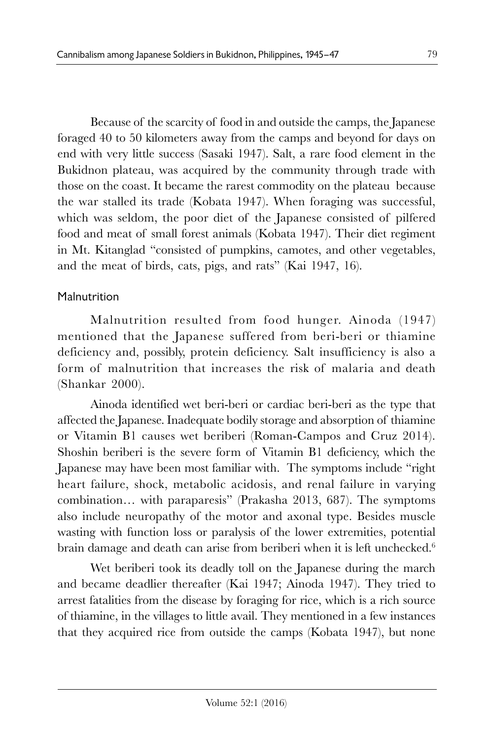Because of the scarcity of food in and outside the camps, the Japanese foraged 40 to 50 kilometers away from the camps and beyond for days on end with very little success (Sasaki 1947). Salt, a rare food element in the Bukidnon plateau, was acquired by the community through trade with those on the coast. It became the rarest commodity on the plateau because the war stalled its trade (Kobata 1947). When foraging was successful, which was seldom, the poor diet of the Japanese consisted of pilfered food and meat of small forest animals (Kobata 1947). Their diet regiment in Mt. Kitanglad "consisted of pumpkins, camotes, and other vegetables, and the meat of birds, cats, pigs, and rats" (Kai 1947, 16).

### Malnutrition

Malnutrition resulted from food hunger. Ainoda (1947) mentioned that the Japanese suffered from beri-beri or thiamine deficiency and, possibly, protein deficiency. Salt insufficiency is also a form of malnutrition that increases the risk of malaria and death (Shankar 2000).

Ainoda identified wet beri-beri or cardiac beri-beri as the type that affected the Japanese. Inadequate bodily storage and absorption of thiamine or Vitamin B1 causes wet beriberi (Roman-Campos and Cruz 2014). Shoshin beriberi is the severe form of Vitamin B1 deficiency, which the Japanese may have been most familiar with. The symptoms include "right heart failure, shock, metabolic acidosis, and renal failure in varying combination… with paraparesis" (Prakasha 2013, 687). The symptoms also include neuropathy of the motor and axonal type. Besides muscle wasting with function loss or paralysis of the lower extremities, potential brain damage and death can arise from beriberi when it is left unchecked.[6]

Wet beriberi took its deadly toll on the Japanese during the march and became deadlier thereafter (Kai 1947; Ainoda 1947). They tried to arrest fatalities from the disease by foraging for rice, which is a rich source of thiamine, in the villages to little avail. They mentioned in a few instances that they acquired rice from outside the camps (Kobata 1947), but none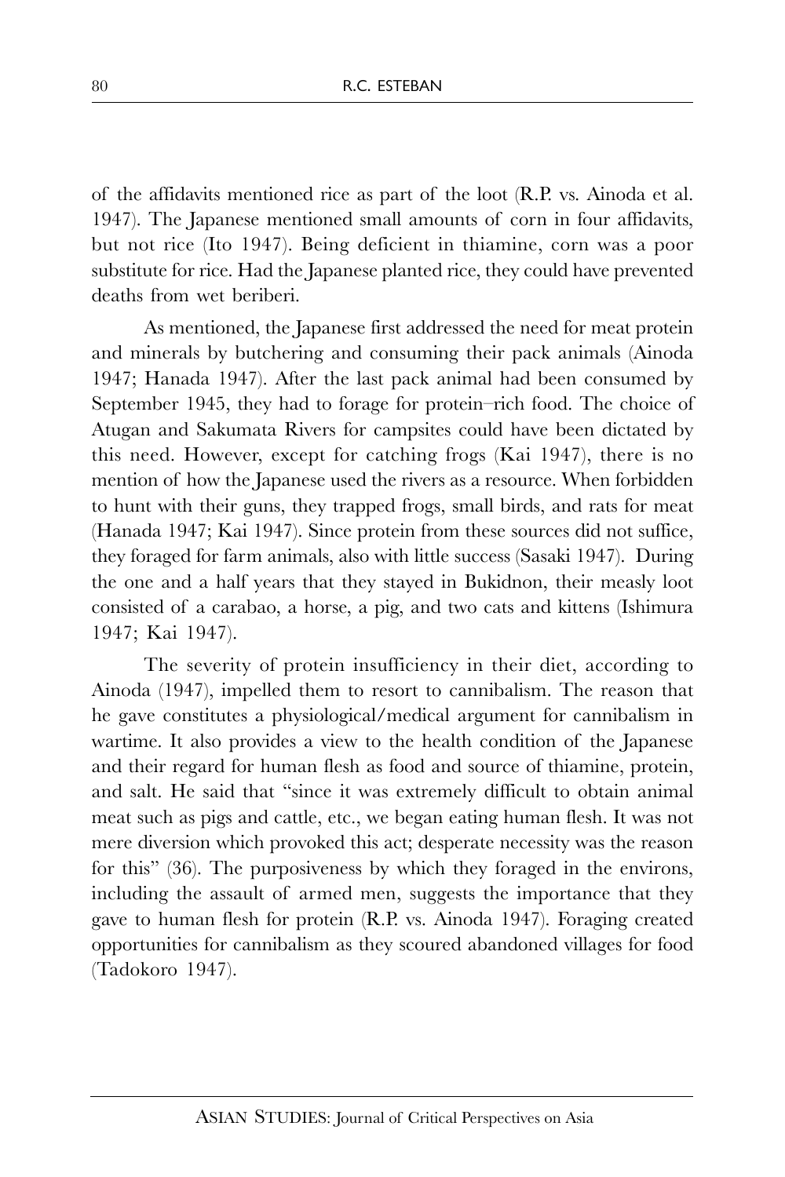of the affidavits mentioned rice as part of the loot (R.P. vs. Ainoda et al. 1947). The Japanese mentioned small amounts of corn in four affidavits, but not rice (Ito 1947). Being deficient in thiamine, corn was a poor substitute for rice. Had the Japanese planted rice, they could have prevented deaths from wet beriberi.

As mentioned, the Japanese first addressed the need for meat protein and minerals by butchering and consuming their pack animals (Ainoda 1947; Hanada 1947). After the last pack animal had been consumed by September 1945, they had to forage for protein–rich food. The choice of Atugan and Sakumata Rivers for campsites could have been dictated by this need. However, except for catching frogs (Kai 1947), there is no mention of how the Japanese used the rivers as a resource. When forbidden to hunt with their guns, they trapped frogs, small birds, and rats for meat (Hanada 1947; Kai 1947). Since protein from these sources did not suffice, they foraged for farm animals, also with little success (Sasaki 1947). During the one and a half years that they stayed in Bukidnon, their measly loot consisted of a carabao, a horse, a pig, and two cats and kittens (Ishimura 1947; Kai 1947).

The severity of protein insufficiency in their diet, according to Ainoda (1947), impelled them to resort to cannibalism. The reason that he gave constitutes a physiological/medical argument for cannibalism in wartime. It also provides a view to the health condition of the Japanese and their regard for human flesh as food and source of thiamine, protein, and salt. He said that "since it was extremely difficult to obtain animal meat such as pigs and cattle, etc., we began eating human flesh. It was not mere diversion which provoked this act; desperate necessity was the reason for this" (36). The purposiveness by which they foraged in the environs, including the assault of armed men, suggests the importance that they gave to human flesh for protein (R.P. vs. Ainoda 1947). Foraging created opportunities for cannibalism as they scoured abandoned villages for food (Tadokoro 1947).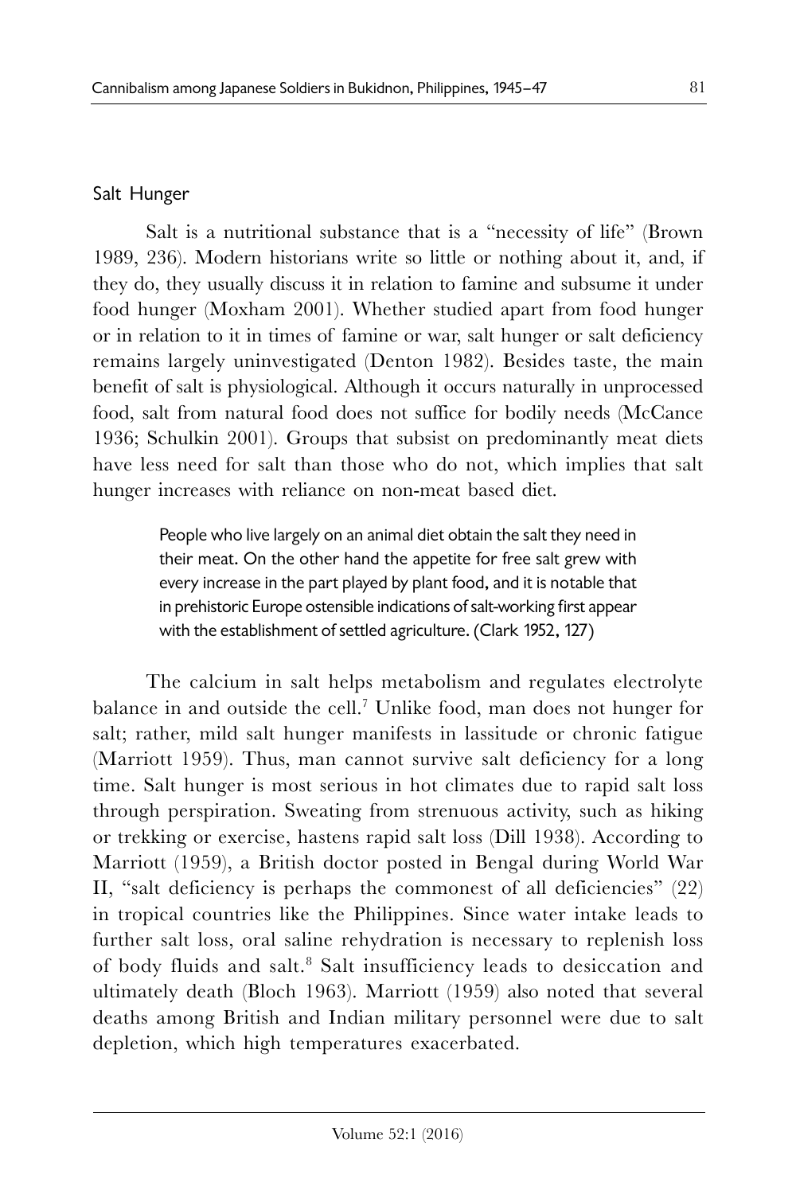## Salt Hunger

Salt is a nutritional substance that is a "necessity of life" (Brown 1989, 236). Modern historians write so little or nothing about it, and, if they do, they usually discuss it in relation to famine and subsume it under food hunger (Moxham 2001). Whether studied apart from food hunger or in relation to it in times of famine or war, salt hunger or salt deficiency remains largely uninvestigated (Denton 1982). Besides taste, the main benefit of salt is physiological. Although it occurs naturally in unprocessed food, salt from natural food does not suffice for bodily needs (McCance 1936; Schulkin 2001). Groups that subsist on predominantly meat diets have less need for salt than those who do not, which implies that salt hunger increases with reliance on non-meat based diet.

> People who live largely on an animal diet obtain the salt they need in their meat. On the other hand the appetite for free salt grew with every increase in the part played by plant food, and it is notable that in prehistoric Europe ostensible indications of salt-working first appear with the establishment of settled agriculture. (Clark 1952, 127)

The calcium in salt helps metabolism and regulates electrolyte balance in and outside the cell.[7] Unlike food, man does not hunger for salt; rather, mild salt hunger manifests in lassitude or chronic fatigue (Marriott 1959). Thus, man cannot survive salt deficiency for a long time. Salt hunger is most serious in hot climates due to rapid salt loss through perspiration. Sweating from strenuous activity, such as hiking or trekking or exercise, hastens rapid salt loss (Dill 1938). According to Marriott (1959), a British doctor posted in Bengal during World War II, "salt deficiency is perhaps the commonest of all deficiencies" (22) in tropical countries like the Philippines. Since water intake leads to further salt loss, oral saline rehydration is necessary to replenish loss of body fluids and salt.[8] Salt insufficiency leads to desiccation and ultimately death (Bloch 1963). Marriott (1959) also noted that several deaths among British and Indian military personnel were due to salt depletion, which high temperatures exacerbated.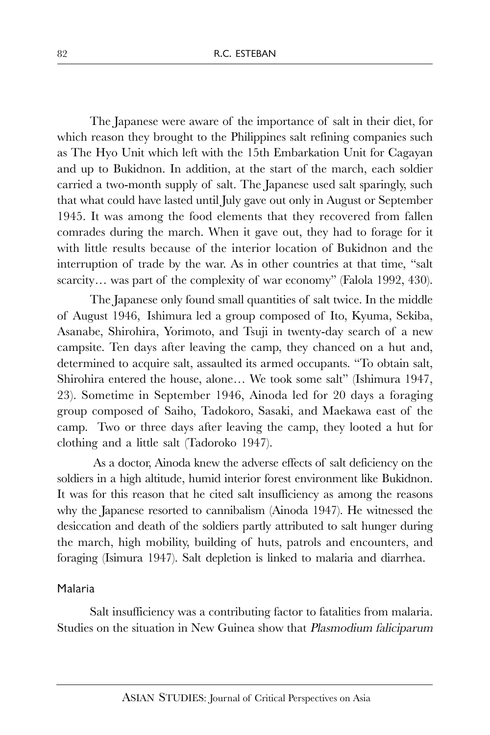The Japanese were aware of the importance of salt in their diet, for which reason they brought to the Philippines salt refining companies such as The Hyo Unit which left with the 15th Embarkation Unit for Cagayan and up to Bukidnon. In addition, at the start of the march, each soldier carried a two-month supply of salt. The Japanese used salt sparingly, such that what could have lasted until July gave out only in August or September 1945. It was among the food elements that they recovered from fallen comrades during the march. When it gave out, they had to forage for it with little results because of the interior location of Bukidnon and the interruption of trade by the war. As in other countries at that time, "salt scarcity… was part of the complexity of war economy" (Falola 1992, 430).

The Japanese only found small quantities of salt twice. In the middle of August 1946, Ishimura led a group composed of Ito, Kyuma, Sekiba, Asanabe, Shirohira, Yorimoto, and Tsuji in twenty-day search of a new campsite. Ten days after leaving the camp, they chanced on a hut and, determined to acquire salt, assaulted its armed occupants. "To obtain salt, Shirohira entered the house, alone… We took some salt" (Ishimura 1947, 23). Sometime in September 1946, Ainoda led for 20 days a foraging group composed of Saiho, Tadokoro, Sasaki, and Maekawa east of the camp. Two or three days after leaving the camp, they looted a hut for clothing and a little salt (Tadoroko 1947).

As a doctor, Ainoda knew the adverse effects of salt deficiency on the soldiers in a high altitude, humid interior forest environment like Bukidnon. It was for this reason that he cited salt insufficiency as among the reasons why the Japanese resorted to cannibalism (Ainoda 1947). He witnessed the desiccation and death of the soldiers partly attributed to salt hunger during the march, high mobility, building of huts, patrols and encounters, and foraging (Isimura 1947). Salt depletion is linked to malaria and diarrhea.

## Malaria

Salt insufficiency was a contributing factor to fatalities from malaria. Studies on the situation in New Guinea show that *Plasmodium faliciparum*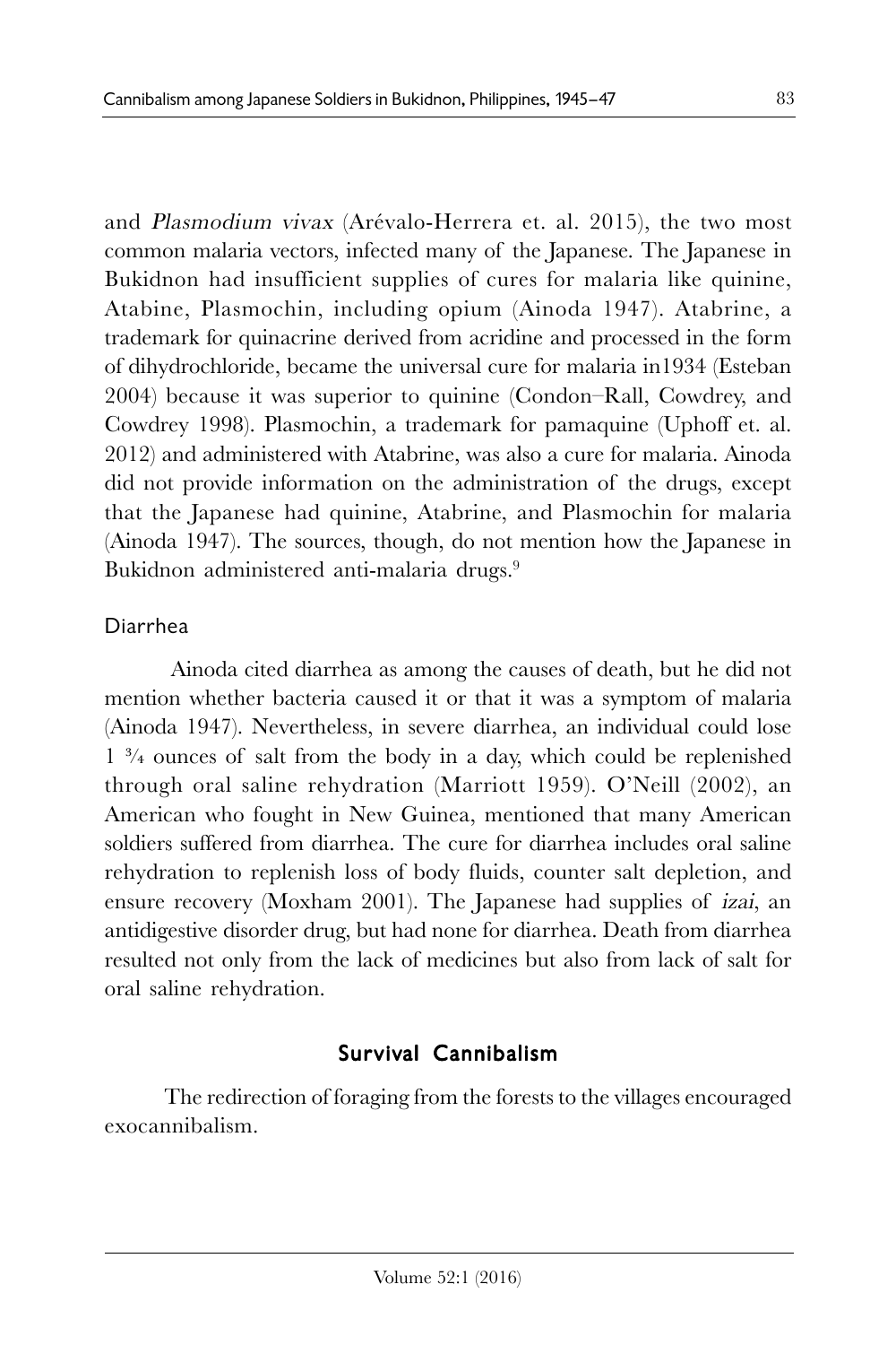and *Plasmodium vivax* (Arévalo-Herrera et. al. 2015), the two most common malaria vectors, infected many of the Japanese. The Japanese in Bukidnon had insufficient supplies of cures for malaria like quinine, Atabine, Plasmochin, including opium (Ainoda 1947). Atabrine, a trademark for quinacrine derived from acridine and processed in the form of dihydrochloride, became the universal cure for malaria in1934 (Esteban 2004) because it was superior to quinine (Condon–Rall, Cowdrey, and Cowdrey 1998). Plasmochin, a trademark for pamaquine (Uphoff et. al. 2012) and administered with Atabrine, was also a cure for malaria. Ainoda did not provide information on the administration of the drugs, except that the Japanese had quinine, Atabrine, and Plasmochin for malaria (Ainoda 1947). The sources, though, do not mention how the Japanese in Bukidnon administered anti-malaria drugs.[9]

### Diarrhea

Ainoda cited diarrhea as among the causes of death, but he did not mention whether bacteria caused it or that it was a symptom of malaria (Ainoda 1947). Nevertheless, in severe diarrhea, an individual could lose 1 ¾ ounces of salt from the body in a day, which could be replenished through oral saline rehydration (Marriott 1959). O'Neill (2002), an American who fought in New Guinea, mentioned that many American soldiers suffered from diarrhea. The cure for diarrhea includes oral saline rehydration to replenish loss of body fluids, counter salt depletion, and ensure recovery (Moxham 2001). The Japanese had supplies of *izai*, an antidigestive disorder drug, but had none for diarrhea. Death from diarrhea resulted not only from the lack of medicines but also from lack of salt for oral saline rehydration.

## Survival Cannibalism

The redirection of foraging from the forests to the villages encouraged exocannibalism.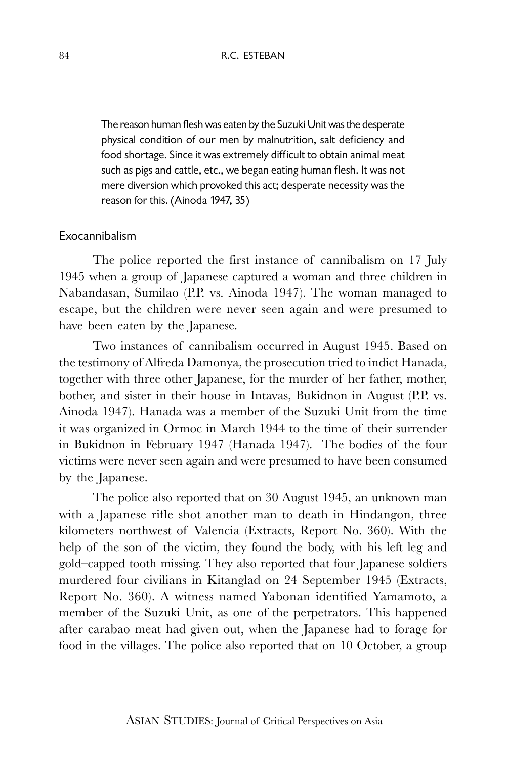> The reason human flesh was eaten by the Suzuki Unit was the desperate physical condition of our men by malnutrition, salt deficiency and food shortage. Since it was extremely difficult to obtain animal meat such as pigs and cattle, etc., we began eating human flesh. It was not mere diversion which provoked this act; desperate necessity was the reason for this. (Ainoda 1947, 35)

### Exocannibalism

The police reported the first instance of cannibalism on 17 July 1945 when a group of Japanese captured a woman and three children in Nabandasan, Sumilao (P.P. vs. Ainoda 1947). The woman managed to escape, but the children were never seen again and were presumed to have been eaten by the Japanese.

Two instances of cannibalism occurred in August 1945. Based on the testimony of Alfreda Damonya, the prosecution tried to indict Hanada, together with three other Japanese, for the murder of her father, mother, bother, and sister in their house in Intavas, Bukidnon in August (P.P. vs. Ainoda 1947). Hanada was a member of the Suzuki Unit from the time it was organized in Ormoc in March 1944 to the time of their surrender in Bukidnon in February 1947 (Hanada 1947). The bodies of the four victims were never seen again and were presumed to have been consumed by the Japanese.

The police also reported that on 30 August 1945, an unknown man with a Japanese rifle shot another man to death in Hindangon, three kilometers northwest of Valencia (Extracts, Report No. 360). With the help of the son of the victim, they found the body, with his left leg and gold–capped tooth missing. They also reported that four Japanese soldiers murdered four civilians in Kitanglad on 24 September 1945 (Extracts, Report No. 360). A witness named Yabonan identified Yamamoto, a member of the Suzuki Unit, as one of the perpetrators. This happened after carabao meat had given out, when the Japanese had to forage for food in the villages. The police also reported that on 10 October, a group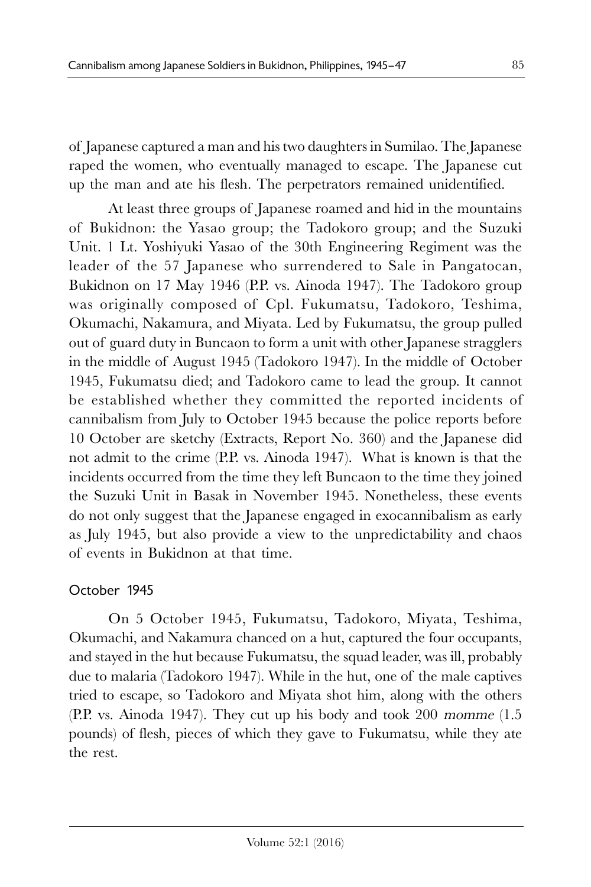of Japanese captured a man and his two daughters in Sumilao. The Japanese raped the women, who eventually managed to escape. The Japanese cut up the man and ate his flesh. The perpetrators remained unidentified.

At least three groups of Japanese roamed and hid in the mountains of Bukidnon: the Yasao group; the Tadokoro group; and the Suzuki Unit. 1 Lt. Yoshiyuki Yasao of the 30th Engineering Regiment was the leader of the 57 Japanese who surrendered to Sale in Pangatocan, Bukidnon on 17 May 1946 (P.P. vs. Ainoda 1947). The Tadokoro group was originally composed of Cpl. Fukumatsu, Tadokoro, Teshima, Okumachi, Nakamura, and Miyata. Led by Fukumatsu, the group pulled out of guard duty in Buncaon to form a unit with other Japanese stragglers in the middle of August 1945 (Tadokoro 1947). In the middle of October 1945, Fukumatsu died; and Tadokoro came to lead the group. It cannot be established whether they committed the reported incidents of cannibalism from July to October 1945 because the police reports before 10 October are sketchy (Extracts, Report No. 360) and the Japanese did not admit to the crime (P.P. vs. Ainoda 1947). What is known is that the incidents occurred from the time they left Buncaon to the time they joined the Suzuki Unit in Basak in November 1945. Nonetheless, these events do not only suggest that the Japanese engaged in exocannibalism as early as July 1945, but also provide a view to the unpredictability and chaos of events in Bukidnon at that time.

## October 1945

On 5 October 1945, Fukumatsu, Tadokoro, Miyata, Teshima, Okumachi, and Nakamura chanced on a hut, captured the four occupants, and stayed in the hut because Fukumatsu, the squad leader, was ill, probably due to malaria (Tadokoro 1947). While in the hut, one of the male captives tried to escape, so Tadokoro and Miyata shot him, along with the others (P.P. vs. Ainoda 1947). They cut up his body and took 200 *momme* (1.5 pounds) of flesh, pieces of which they gave to Fukumatsu, while they ate the rest.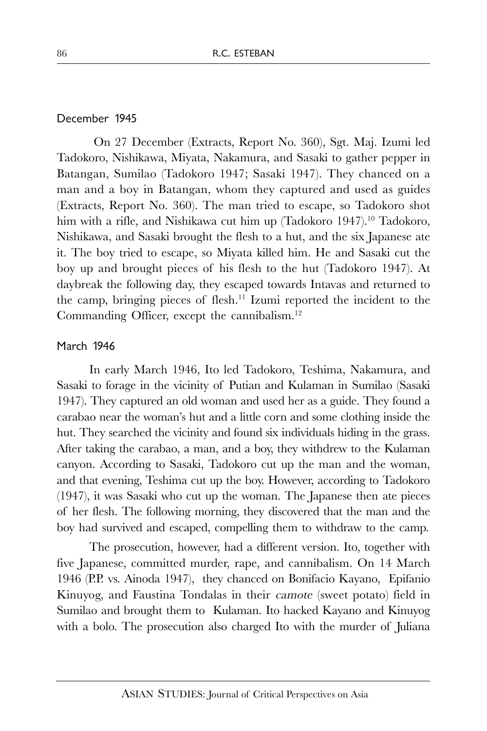### December 1945

On 27 December (Extracts, Report No. 360), Sgt. Maj. Izumi led Tadokoro, Nishikawa, Miyata, Nakamura, and Sasaki to gather pepper in Batangan, Sumilao (Tadokoro 1947; Sasaki 1947). They chanced on a man and a boy in Batangan, whom they captured and used as guides (Extracts, Report No. 360). The man tried to escape, so Tadokoro shot him with a rifle, and Nishikawa cut him up (Tadokoro 1947).[10] Tadokoro, Nishikawa, and Sasaki brought the flesh to a hut, and the six Japanese ate it. The boy tried to escape, so Miyata killed him. He and Sasaki cut the boy up and brought pieces of his flesh to the hut (Tadokoro 1947). At daybreak the following day, they escaped towards Intavas and returned to the camp, bringing pieces of flesh.[11] Izumi reported the incident to the Commanding Officer, except the cannibalism.[12]

### March 1946

In early March 1946, Ito led Tadokoro, Teshima, Nakamura, and Sasaki to forage in the vicinity of Putian and Kulaman in Sumilao (Sasaki 1947). They captured an old woman and used her as a guide. They found a carabao near the woman's hut and a little corn and some clothing inside the hut. They searched the vicinity and found six individuals hiding in the grass. After taking the carabao, a man, and a boy, they withdrew to the Kulaman canyon. According to Sasaki, Tadokoro cut up the man and the woman, and that evening, Teshima cut up the boy. However, according to Tadokoro (1947), it was Sasaki who cut up the woman. The Japanese then ate pieces of her flesh. The following morning, they discovered that the man and the boy had survived and escaped, compelling them to withdraw to the camp.

The prosecution, however, had a different version. Ito, together with five Japanese, committed murder, rape, and cannibalism. On 14 March 1946 (P.P. vs. Ainoda 1947), they chanced on Bonifacio Kayano, Epifanio Kinuyog, and Faustina Tondalas in their *camote* (sweet potato) field in Sumilao and brought them to Kulaman. Ito hacked Kayano and Kinuyog with a bolo. The prosecution also charged Ito with the murder of Juliana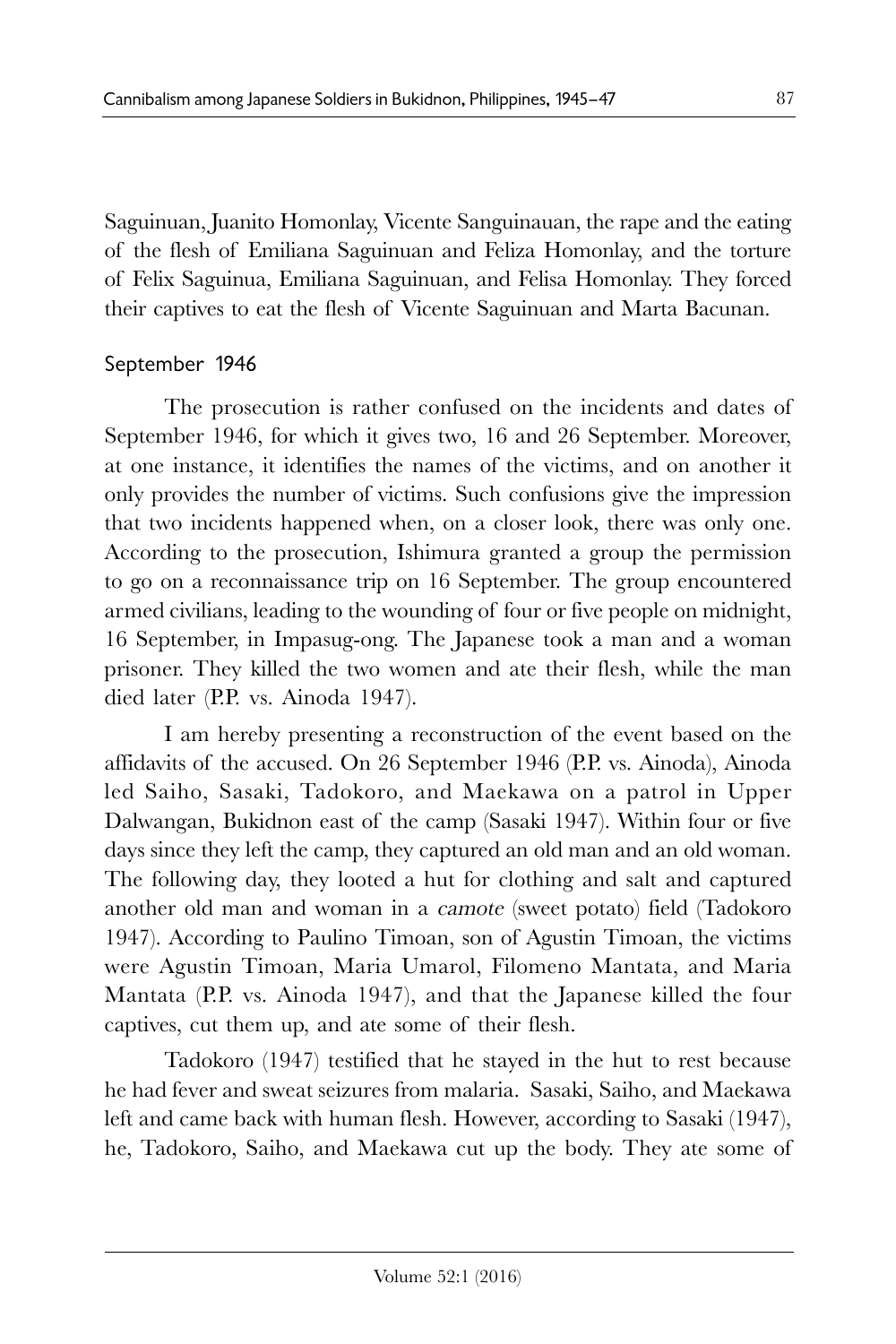Saguinuan, Juanito Homonlay, Vicente Sanguinauan, the rape and the eating of the flesh of Emiliana Saguinuan and Feliza Homonlay, and the torture of Felix Saguinua, Emiliana Saguinuan, and Felisa Homonlay. They forced their captives to eat the flesh of Vicente Saguinuan and Marta Bacunan.

### September 1946

The prosecution is rather confused on the incidents and dates of September 1946, for which it gives two, 16 and 26 September. Moreover, at one instance, it identifies the names of the victims, and on another it only provides the number of victims. Such confusions give the impression that two incidents happened when, on a closer look, there was only one. According to the prosecution, Ishimura granted a group the permission to go on a reconnaissance trip on 16 September. The group encountered armed civilians, leading to the wounding of four or five people on midnight, 16 September, in Impasug-ong. The Japanese took a man and a woman prisoner. They killed the two women and ate their flesh, while the man died later (P.P. vs. Ainoda 1947).

I am hereby presenting a reconstruction of the event based on the affidavits of the accused. On 26 September 1946 (P.P. vs. Ainoda), Ainoda led Saiho, Sasaki, Tadokoro, and Maekawa on a patrol in Upper Dalwangan, Bukidnon east of the camp (Sasaki 1947). Within four or five days since they left the camp, they captured an old man and an old woman. The following day, they looted a hut for clothing and salt and captured another old man and woman in a *camote* (sweet potato) field (Tadokoro 1947). According to Paulino Timoan, son of Agustin Timoan, the victims were Agustin Timoan, Maria Umarol, Filomeno Mantata, and Maria Mantata (P.P. vs. Ainoda 1947), and that the Japanese killed the four captives, cut them up, and ate some of their flesh.

Tadokoro (1947) testified that he stayed in the hut to rest because he had fever and sweat seizures from malaria. Sasaki, Saiho, and Maekawa left and came back with human flesh. However, according to Sasaki (1947), he, Tadokoro, Saiho, and Maekawa cut up the body. They ate some of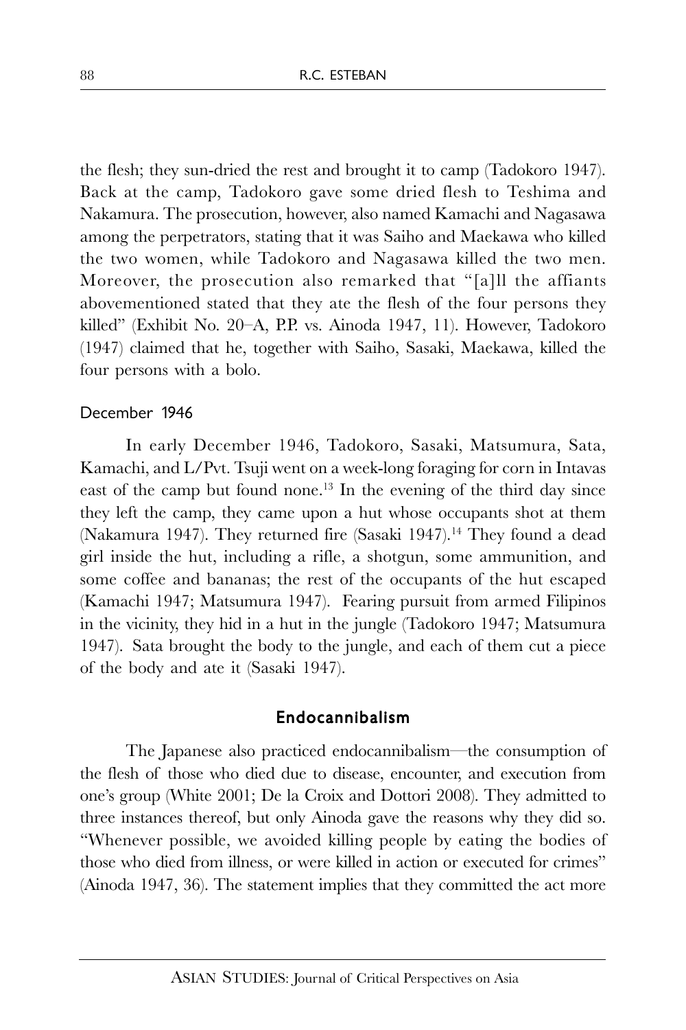the flesh; they sun-dried the rest and brought it to camp (Tadokoro 1947). Back at the camp, Tadokoro gave some dried flesh to Teshima and Nakamura. The prosecution, however, also named Kamachi and Nagasawa among the perpetrators, stating that it was Saiho and Maekawa who killed the two women, while Tadokoro and Nagasawa killed the two men. Moreover, the prosecution also remarked that "[a]ll the affiants abovementioned stated that they ate the flesh of the four persons they killed" (Exhibit No. 20–A, P.P. vs. Ainoda 1947, 11). However, Tadokoro (1947) claimed that he, together with Saiho, Sasaki, Maekawa, killed the four persons with a bolo.

### December 1946

In early December 1946, Tadokoro, Sasaki, Matsumura, Sata, Kamachi, and L/Pvt. Tsuji went on a week-long foraging for corn in Intavas east of the camp but found none.[13] In the evening of the third day since they left the camp, they came upon a hut whose occupants shot at them (Nakamura 1947). They returned fire (Sasaki 1947).[14] They found a dead girl inside the hut, including a rifle, a shotgun, some ammunition, and some coffee and bananas; the rest of the occupants of the hut escaped (Kamachi 1947; Matsumura 1947). Fearing pursuit from armed Filipinos in the vicinity, they hid in a hut in the jungle (Tadokoro 1947; Matsumura 1947). Sata brought the body to the jungle, and each of them cut a piece of the body and ate it (Sasaki 1947).

## Endocannibalism

The Japanese also practiced endocannibalism—the consumption of the flesh of those who died due to disease, encounter, and execution from one's group (White 2001; De la Croix and Dottori 2008). They admitted to three instances thereof, but only Ainoda gave the reasons why they did so. "Whenever possible, we avoided killing people by eating the bodies of those who died from illness, or were killed in action or executed for crimes" (Ainoda 1947, 36). The statement implies that they committed the act more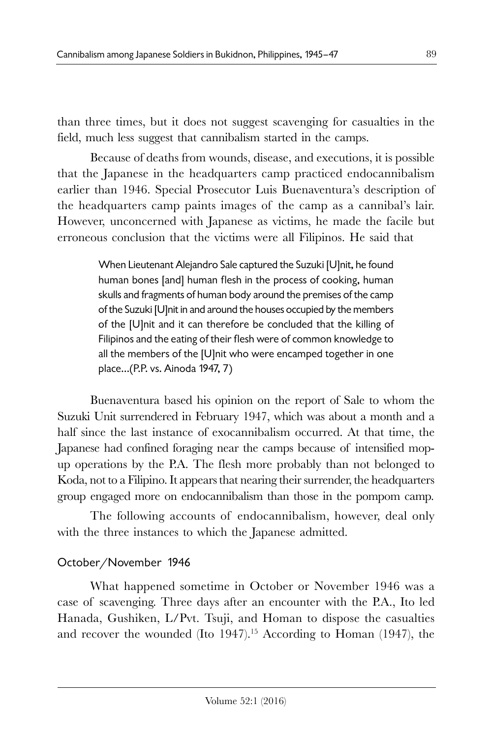than three times, but it does not suggest scavenging for casualties in the field, much less suggest that cannibalism started in the camps.

Because of deaths from wounds, disease, and executions, it is possible that the Japanese in the headquarters camp practiced endocannibalism earlier than 1946. Special Prosecutor Luis Buenaventura's description of the headquarters camp paints images of the camp as a cannibal's lair. However, unconcerned with Japanese as victims, he made the facile but erroneous conclusion that the victims were all Filipinos. He said that

> When Lieutenant Alejandro Sale captured the Suzuki [U]nit, he found human bones [and] human flesh in the process of cooking, human skulls and fragments of human body around the premises of the camp of the Suzuki [U]nit in and around the houses occupied by the members of the [U]nit and it can therefore be concluded that the killing of Filipinos and the eating of their flesh were of common knowledge to all the members of the [U]nit who were encamped together in one place...(P.P. vs. Ainoda 1947, 7)

Buenaventura based his opinion on the report of Sale to whom the Suzuki Unit surrendered in February 1947, which was about a month and a half since the last instance of exocannibalism occurred. At that time, the Japanese had confined foraging near the camps because of intensified mop-up operations by the P.A. The flesh more probably than not belonged to Koda, not to a Filipino. It appears that nearing their surrender, the headquarters group engaged more on endocannibalism than those in the pompom camp.

The following accounts of endocannibalism, however, deal only with the three instances to which the Japanese admitted.

### October/November 1946

What happened sometime in October or November 1946 was a case of scavenging. Three days after an encounter with the P.A., Ito led Hanada, Gushiken, L/Pvt. Tsuji, and Homan to dispose the casualties and recover the wounded (Ito 1947).[15] According to Homan (1947), the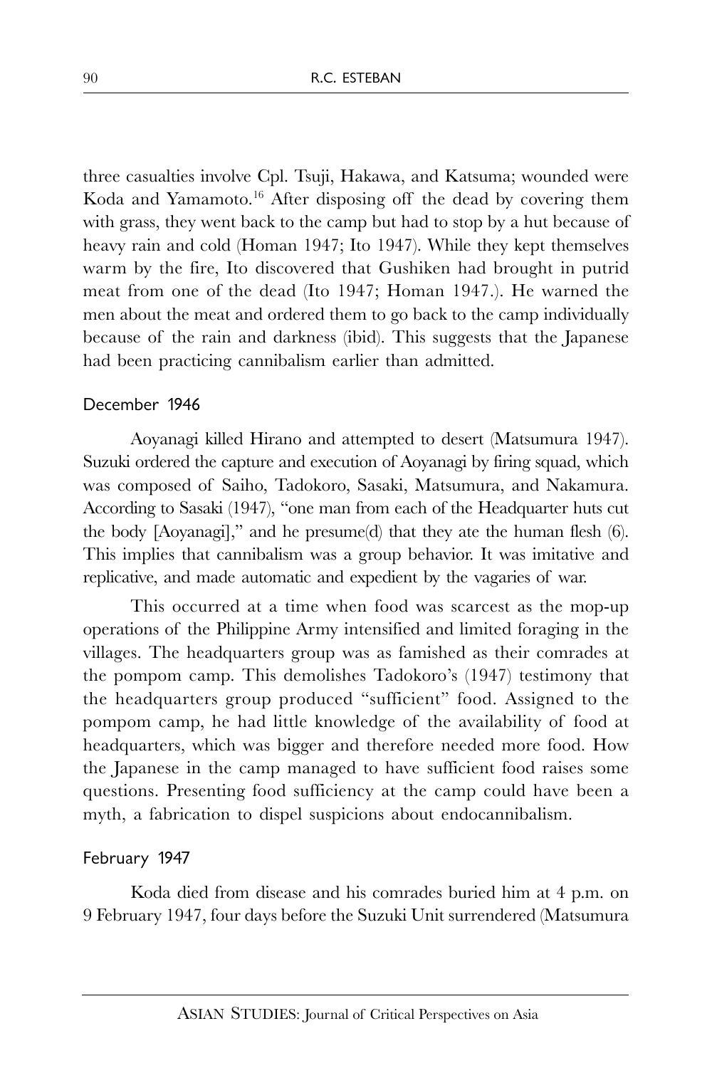three casualties involve Cpl. Tsuji, Hakawa, and Katsuma; wounded were Koda and Yamamoto.[16] After disposing off the dead by covering them with grass, they went back to the camp but had to stop by a hut because of heavy rain and cold (Homan 1947; Ito 1947). While they kept themselves warm by the fire, Ito discovered that Gushiken had brought in putrid meat from one of the dead (Ito 1947; Homan 1947.). He warned the men about the meat and ordered them to go back to the camp individually because of the rain and darkness (ibid). This suggests that the Japanese had been practicing cannibalism earlier than admitted.

### December 1946

Aoyanagi killed Hirano and attempted to desert (Matsumura 1947). Suzuki ordered the capture and execution of Aoyanagi by firing squad, which was composed of Saiho, Tadokoro, Sasaki, Matsumura, and Nakamura. According to Sasaki (1947), "one man from each of the Headquarter huts cut the body [Aoyanagi]," and he presume(d) that they ate the human flesh (6). This implies that cannibalism was a group behavior. It was imitative and replicative, and made automatic and expedient by the vagaries of war.

This occurred at a time when food was scarcest as the mop-up operations of the Philippine Army intensified and limited foraging in the villages. The headquarters group was as famished as their comrades at the pompom camp. This demolishes Tadokoro's (1947) testimony that the headquarters group produced "sufficient" food. Assigned to the pompom camp, he had little knowledge of the availability of food at headquarters, which was bigger and therefore needed more food. How the Japanese in the camp managed to have sufficient food raises some questions. Presenting food sufficiency at the camp could have been a myth, a fabrication to dispel suspicions about endocannibalism.

### February 1947

Koda died from disease and his comrades buried him at 4 p.m. on 9 February 1947, four days before the Suzuki Unit surrendered (Matsumura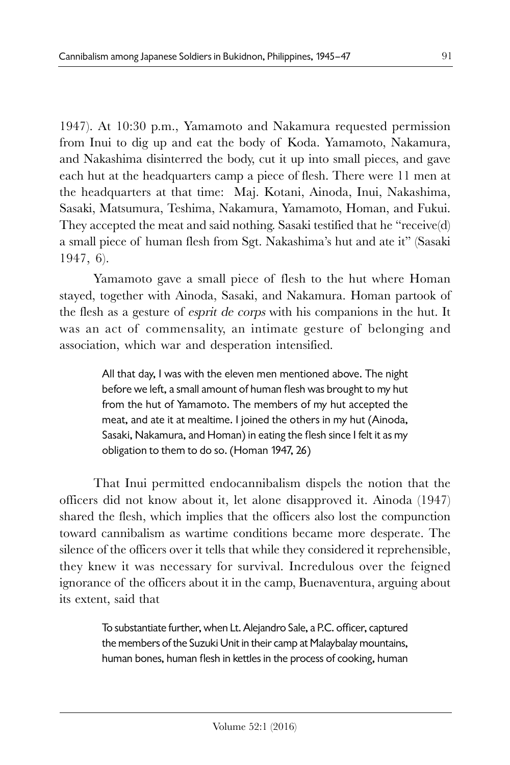1947). At 10:30 p.m., Yamamoto and Nakamura requested permission from Inui to dig up and eat the body of Koda. Yamamoto, Nakamura, and Nakashima disinterred the body, cut it up into small pieces, and gave each hut at the headquarters camp a piece of flesh. There were 11 men at the headquarters at that time: Maj. Kotani, Ainoda, Inui, Nakashima, Sasaki, Matsumura, Teshima, Nakamura, Yamamoto, Homan, and Fukui. They accepted the meat and said nothing. Sasaki testified that he "receive(d) a small piece of human flesh from Sgt. Nakashima's hut and ate it" (Sasaki 1947, 6).

Yamamoto gave a small piece of flesh to the hut where Homan stayed, together with Ainoda, Sasaki, and Nakamura. Homan partook of the flesh as a gesture of *esprit de corps* with his companions in the hut. It was an act of commensality, an intimate gesture of belonging and association, which war and desperation intensified.

> All that day, I was with the eleven men mentioned above. The night before we left, a small amount of human flesh was brought to my hut from the hut of Yamamoto. The members of my hut accepted the meat, and ate it at mealtime. I joined the others in my hut (Ainoda, Sasaki, Nakamura, and Homan) in eating the flesh since I felt it as my obligation to them to do so. (Homan 1947, 26)

That Inui permitted endocannibalism dispels the notion that the officers did not know about it, let alone disapproved it. Ainoda (1947) shared the flesh, which implies that the officers also lost the compunction toward cannibalism as wartime conditions became more desperate. The silence of the officers over it tells that while they considered it reprehensible, they knew it was necessary for survival. Incredulous over the feigned ignorance of the officers about it in the camp, Buenaventura, arguing about its extent, said that

> To substantiate further, when Lt. Alejandro Sale, a P.C. officer, captured the members of the Suzuki Unit in their camp at Malaybalay mountains, human bones, human flesh in kettles in the process of cooking, human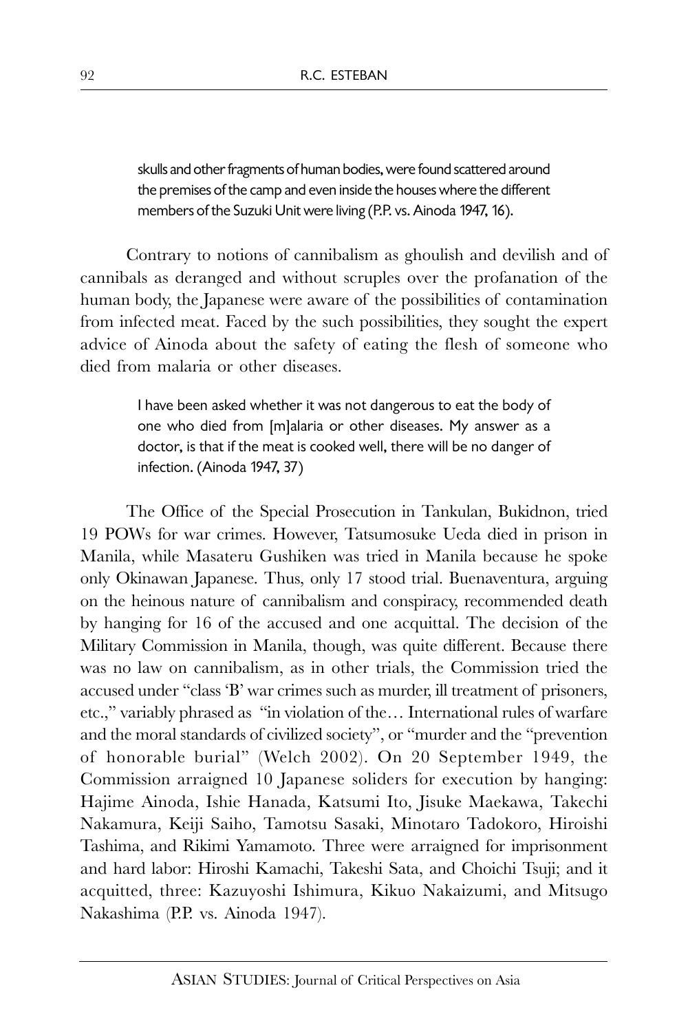> skulls and other fragments of human bodies, were found scattered around the premises of the camp and even inside the houses where the different members of the Suzuki Unit were living (P.P. vs. Ainoda 1947, 16).

Contrary to notions of cannibalism as ghoulish and devilish and of cannibals as deranged and without scruples over the profanation of the human body, the Japanese were aware of the possibilities of contamination from infected meat. Faced by the such possibilities, they sought the expert advice of Ainoda about the safety of eating the flesh of someone who died from malaria or other diseases.

> I have been asked whether it was not dangerous to eat the body of one who died from [m]alaria or other diseases. My answer as a doctor, is that if the meat is cooked well, there will be no danger of infection. (Ainoda 1947, 37)

The Office of the Special Prosecution in Tankulan, Bukidnon, tried 19 POWs for war crimes. However, Tatsumosuke Ueda died in prison in Manila, while Masateru Gushiken was tried in Manila because he spoke only Okinawan Japanese. Thus, only 17 stood trial. Buenaventura, arguing on the heinous nature of cannibalism and conspiracy, recommended death by hanging for 16 of the accused and one acquittal. The decision of the Military Commission in Manila, though, was quite different. Because there was no law on cannibalism, as in other trials, the Commission tried the accused under "class 'B' war crimes such as murder, ill treatment of prisoners, etc.," variably phrased as "in violation of the… International rules of warfare and the moral standards of civilized society", or "murder and the "prevention of honorable burial" (Welch 2002). On 20 September 1949, the Commission arraigned 10 Japanese soliders for execution by hanging: Hajime Ainoda, Ishie Hanada, Katsumi Ito, Jisuke Maekawa, Takechi Nakamura, Keiji Saiho, Tamotsu Sasaki, Minotaro Tadokoro, Hiroishi Tashima, and Rikimi Yamamoto. Three were arraigned for imprisonment and hard labor: Hiroshi Kamachi, Takeshi Sata, and Choichi Tsuji; and it acquitted, three: Kazuyoshi Ishimura, Kikuo Nakaizumi, and Mitsugo Nakashima (P.P. vs. Ainoda 1947).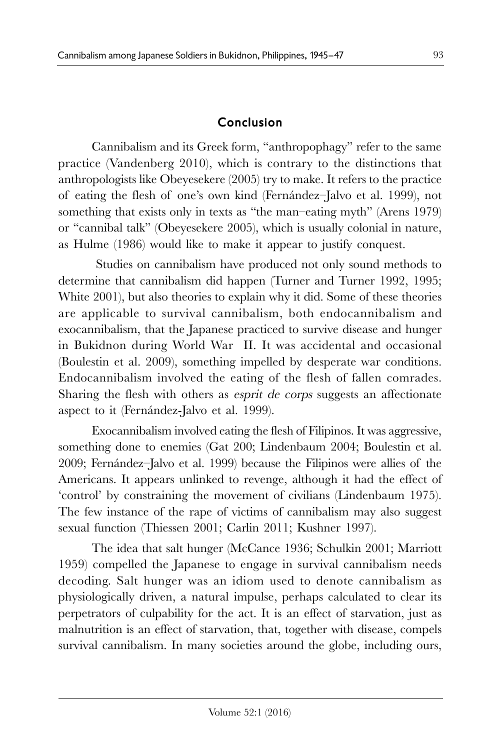## Conclusion

Cannibalism and its Greek form, "anthropophagy" refer to the same practice (Vandenberg 2010), which is contrary to the distinctions that anthropologists like Obeyesekere (2005) try to make. It refers to the practice of eating the flesh of one's own kind (Fernández–Jalvo et al. 1999), not something that exists only in texts as "the man–eating myth" (Arens 1979) or "cannibal talk" (Obeyesekere 2005), which is usually colonial in nature, as Hulme (1986) would like to make it appear to justify conquest.

Studies on cannibalism have produced not only sound methods to determine that cannibalism did happen (Turner and Turner 1992, 1995; White 2001), but also theories to explain why it did. Some of these theories are applicable to survival cannibalism, both endocannibalism and exocannibalism, that the Japanese practiced to survive disease and hunger in Bukidnon during World War II. It was accidental and occasional (Boulestin et al. 2009), something impelled by desperate war conditions. Endocannibalism involved the eating of the flesh of fallen comrades. Sharing the flesh with others as *esprit de corps* suggests an affectionate aspect to it (Fernández-Jalvo et al. 1999).

Exocannibalism involved eating the flesh of Filipinos. It was aggressive, something done to enemies (Gat 200; Lindenbaum 2004; Boulestin et al. 2009; Fernández–Jalvo et al. 1999) because the Filipinos were allies of the Americans. It appears unlinked to revenge, although it had the effect of 'control' by constraining the movement of civilians (Lindenbaum 1975). The few instance of the rape of victims of cannibalism may also suggest sexual function (Thiessen 2001; Carlin 2011; Kushner 1997).

The idea that salt hunger (McCance 1936; Schulkin 2001; Marriott 1959) compelled the Japanese to engage in survival cannibalism needs decoding. Salt hunger was an idiom used to denote cannibalism as physiologically driven, a natural impulse, perhaps calculated to clear its perpetrators of culpability for the act. It is an effect of starvation, just as malnutrition is an effect of starvation, that, together with disease, compels survival cannibalism. In many societies around the globe, including ours,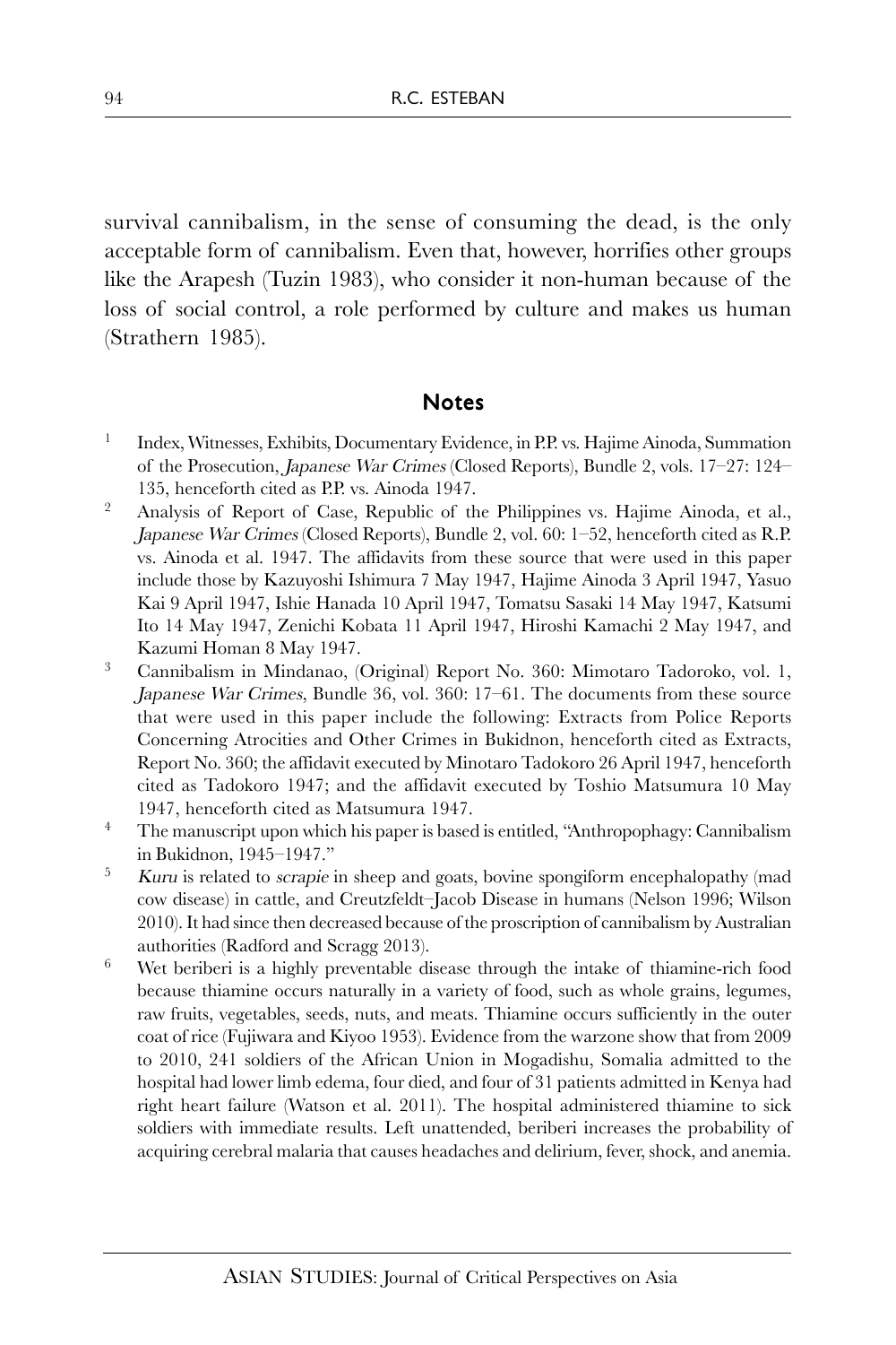survival cannibalism, in the sense of consuming the dead, is the only acceptable form of cannibalism. Even that, however, horrifies other groups like the Arapesh (Tuzin 1983), who consider it non-human because of the loss of social control, a role performed by culture and makes us human (Strathern 1985).

## Notes

1. Index, Witnesses, Exhibits, Documentary Evidence, in P.P. vs. Hajime Ainoda, Summation of the Prosecution, *Japanese War Crimes* (Closed Reports), Bundle 2, vols. 17–27: 124–135, henceforth cited as P.P. vs. Ainoda 1947.
2. Analysis of Report of Case, Republic of the Philippines vs. Hajime Ainoda, et al., *Japanese War Crimes* (Closed Reports), Bundle 2, vol. 60: 1–52, henceforth cited as R.P. vs. Ainoda et al. 1947. The affidavits from these source that were used in this paper include those by Kazuyoshi Ishimura 7 May 1947, Hajime Ainoda 3 April 1947, Yasuo Kai 9 April 1947, Ishie Hanada 10 April 1947, Tomatsu Sasaki 14 May 1947, Katsumi Ito 14 May 1947, Zenichi Kobata 11 April 1947, Hiroshi Kamachi 2 May 1947, and Kazumi Homan 8 May 1947.
3. Cannibalism in Mindanao, (Original) Report No. 360: Mimotaro Tadoroko, vol. 1, *Japanese War Crimes*, Bundle 36, vol. 360: 17–61. The documents from these source that were used in this paper include the following: Extracts from Police Reports Concerning Atrocities and Other Crimes in Bukidnon, henceforth cited as Extracts, Report No. 360; the affidavit executed by Minotaro Tadokoro 26 April 1947, henceforth cited as Tadokoro 1947; and the affidavit executed by Toshio Matsumura 10 May 1947, henceforth cited as Matsumura 1947.
4. The manuscript upon which his paper is based is entitled, "Anthropophagy: Cannibalism in Bukidnon, 1945–1947."
5. *Kuru* is related to *scrapie* in sheep and goats, bovine spongiform encephalopathy (mad cow disease) in cattle, and Creutzfeldt–Jacob Disease in humans (Nelson 1996; Wilson 2010). It had since then decreased because of the proscription of cannibalism by Australian authorities (Radford and Scragg 2013).
6. Wet beriberi is a highly preventable disease through the intake of thiamine-rich food because thiamine occurs naturally in a variety of food, such as whole grains, legumes, raw fruits, vegetables, seeds, nuts, and meats. Thiamine occurs sufficiently in the outer coat of rice (Fujiwara and Kiyoo 1953). Evidence from the warzone show that from 2009 to 2010, 241 soldiers of the African Union in Mogadishu, Somalia admitted to the hospital had lower limb edema, four died, and four of 31 patients admitted in Kenya had right heart failure (Watson et al. 2011). The hospital administered thiamine to sick soldiers with immediate results. Left unattended, beriberi increases the probability of acquiring cerebral malaria that causes headaches and delirium, fever, shock, and anemia.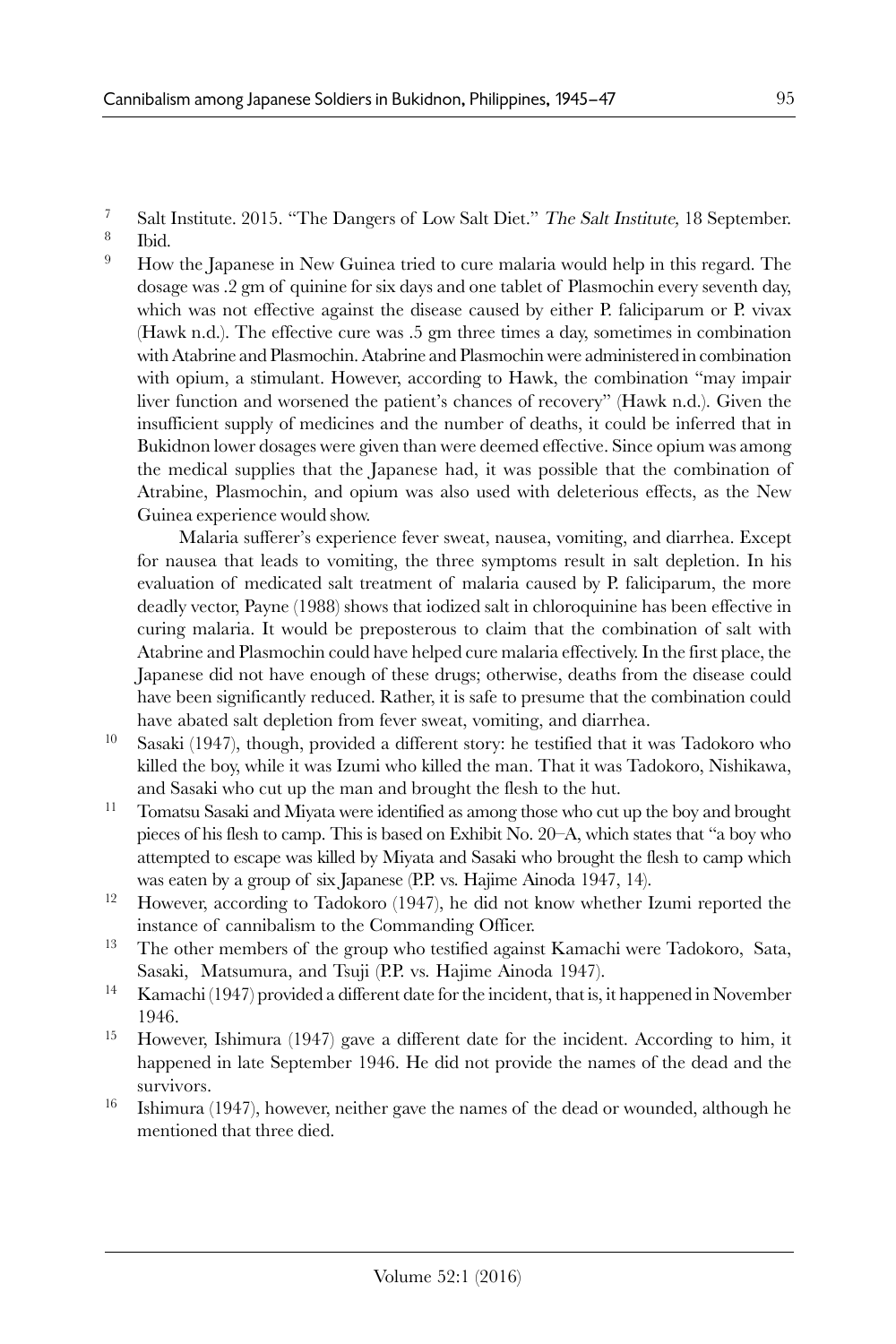7 Salt Institute. 2015. "The Dangers of Low Salt Diet." *The Salt Institute,* 18 September.

8 Ibid.

9 How the Japanese in New Guinea tried to cure malaria would help in this regard. The dosage was .2 gm of quinine for six days and one tablet of Plasmochin every seventh day, which was not effective against the disease caused by either P. faliciparum or P. vivax (Hawk n.d.). The effective cure was .5 gm three times a day, sometimes in combination with Atabrine and Plasmochin. Atabrine and Plasmochin were administered in combination with opium, a stimulant. However, according to Hawk, the combination "may impair liver function and worsened the patient's chances of recovery" (Hawk n.d.). Given the insufficient supply of medicines and the number of deaths, it could be inferred that in Bukidnon lower dosages were given than were deemed effective. Since opium was among the medical supplies that the Japanese had, it was possible that the combination of Atrabine, Plasmochin, and opium was also used with deleterious effects, as the New Guinea experience would show.

Malaria sufferer's experience fever sweat, nausea, vomiting, and diarrhea. Except for nausea that leads to vomiting, the three symptoms result in salt depletion. In his evaluation of medicated salt treatment of malaria caused by P. faliciparum, the more deadly vector, Payne (1988) shows that iodized salt in chloroquinine has been effective in curing malaria. It would be preposterous to claim that the combination of salt with Atabrine and Plasmochin could have helped cure malaria effectively. In the first place, the Japanese did not have enough of these drugs; otherwise, deaths from the disease could have been significantly reduced. Rather, it is safe to presume that the combination could have abated salt depletion from fever sweat, vomiting, and diarrhea.

10 Sasaki (1947), though, provided a different story: he testified that it was Tadokoro who killed the boy, while it was Izumi who killed the man. That it was Tadokoro, Nishikawa, and Sasaki who cut up the man and brought the flesh to the hut.

11 Tomatsu Sasaki and Miyata were identified as among those who cut up the boy and brought pieces of his flesh to camp. This is based on Exhibit No. 20–A, which states that "a boy who attempted to escape was killed by Miyata and Sasaki who brought the flesh to camp which was eaten by a group of six Japanese (P.P. vs. Hajime Ainoda 1947, 14).

12 However, according to Tadokoro (1947), he did not know whether Izumi reported the instance of cannibalism to the Commanding Officer.

13 The other members of the group who testified against Kamachi were Tadokoro, Sata, Sasaki, Matsumura, and Tsuji (P.P. vs. Hajime Ainoda 1947).

14 Kamachi (1947) provided a different date for the incident, that is, it happened in November 1946.

15 However, Ishimura (1947) gave a different date for the incident. According to him, it happened in late September 1946. He did not provide the names of the dead and the survivors.

16 Ishimura (1947), however, neither gave the names of the dead or wounded, although he mentioned that three died.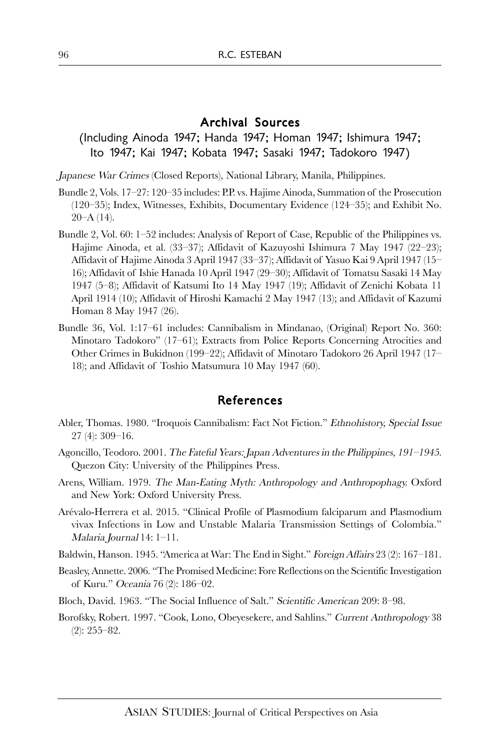## Archival Sources

### (Including Ainoda 1947; Handa 1947; Homan 1947; Ishimura 1947; Ito 1947; Kai 1947; Kobata 1947; Sasaki 1947; Tadokoro 1947)

*Japanese War Crimes* (Closed Reports), National Library, Manila, Philippines.

Bundle 2, Vols. 17–27: 120–35 includes: P.P. vs. Hajime Ainoda, Summation of the Prosecution (120–35); Index, Witnesses, Exhibits, Documentary Evidence (124–35); and Exhibit No. 20–A (14).

Bundle 2, Vol. 60: 1–52 includes: Analysis of Report of Case, Republic of the Philippines vs. Hajime Ainoda, et al. (33–37); Affidavit of Kazuyoshi Ishimura 7 May 1947 (22–23); Affidavit of Hajime Ainoda 3 April 1947 (33–37); Affidavit of Yasuo Kai 9 April 1947 (15–16); Affidavit of Ishie Hanada 10 April 1947 (29–30); Affidavit of Tomatsu Sasaki 14 May 1947 (5–8); Affidavit of Katsumi Ito 14 May 1947 (19); Affidavit of Zenichi Kobata 11 April 1914 (10); Affidavit of Hiroshi Kamachi 2 May 1947 (13); and Affidavit of Kazumi Homan 8 May 1947 (26).

Bundle 36, Vol. 1:17–61 includes: Cannibalism in Mindanao, (Original) Report No. 360: Minotaro Tadokoro" (17–61); Extracts from Police Reports Concerning Atrocities and Other Crimes in Bukidnon (199–22); Affidavit of Minotaro Tadokoro 26 April 1947 (17–18); and Affidavit of Toshio Matsumura 10 May 1947 (60).

## References

Abler, Thomas. 1980. "Iroquois Cannibalism: Fact Not Fiction." *Ethnohistory, Special Issue* 27 (4): 309–16.

Agoncillo, Teodoro. 2001. *The Fateful Years: Japan Adventures in the Philippines, 191–1945.* Quezon City: University of the Philippines Press.

Arens, William. 1979. *The Man-Eating Myth: Anthropology and Anthropophagy.* Oxford and New York: Oxford University Press.

Arévalo-Herrera et al. 2015. "Clinical Profile of Plasmodium falciparum and Plasmodium vivax Infections in Low and Unstable Malaria Transmission Settings of Colombia." *Malaria Journal* 14: 1–11.

Baldwin, Hanson. 1945. "America at War: The End in Sight." *Foreign Affairs* 23 (2): 167–181.

Beasley, Annette. 2006. "The Promised Medicine: Fore Reflections on the Scientific Investigation of Kuru." *Oceania* 76 (2): 186–02.

Bloch, David. 1963. "The Social Influence of Salt." *Scientific American* 209: 8–98.

Borofsky, Robert. 1997. "Cook, Lono, Obeyesekere, and Sahlins." *Current Anthropology* 38 (2): 255–82.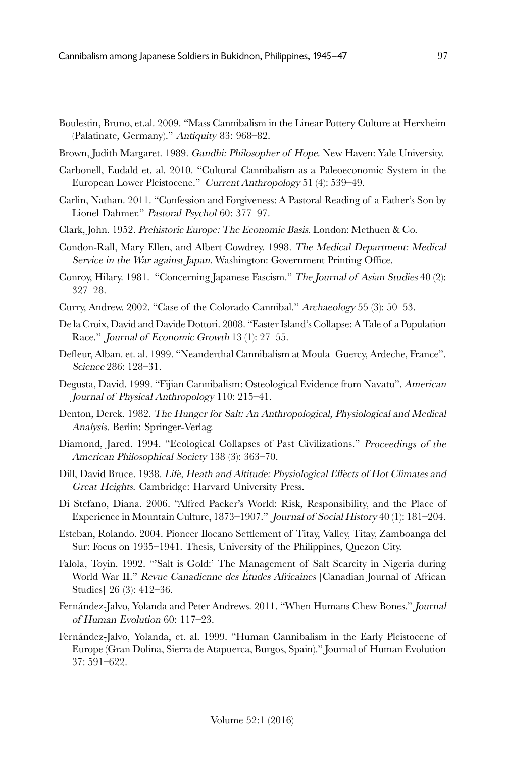Boulestin, Bruno, et.al. 2009. "Mass Cannibalism in the Linear Pottery Culture at Herxheim (Palatinate, Germany)." *Antiquity* 83: 968–82.

Brown, Judith Margaret. 1989. *Gandhi: Philosopher of Hope*. New Haven: Yale University.

Carbonell, Eudald et. al. 2010. "Cultural Cannibalism as a Paleoeconomic System in the European Lower Pleistocene." *Current Anthropology* 51 (4): 539–49.

Carlin, Nathan. 2011. "Confession and Forgiveness: A Pastoral Reading of a Father's Son by Lionel Dahmer." *Pastoral Psychol* 60: 377–97.

Clark, John. 1952. *Prehistoric Europe: The Economic Basis*. London: Methuen & Co.

Condon-Rall, Mary Ellen, and Albert Cowdrey. 1998. *The Medical Department: Medical Service in the War against Japan*. Washington: Government Printing Office.

Conroy, Hilary. 1981. "Concerning Japanese Fascism." *The Journal of Asian Studies* 40 (2): 327–28.

Curry, Andrew. 2002. "Case of the Colorado Cannibal." *Archaeology* 55 (3): 50–53.

De la Croix, David and Davide Dottori. 2008. "Easter Island's Collapse: A Tale of a Population Race." *Journal of Economic Growth* 13 (1): 27–55.

Defleur, Alban. et. al. 1999. "Neanderthal Cannibalism at Moula–Guercy, Ardeche, France". *Science* 286: 128–31.

Degusta, David. 1999. "Fijian Cannibalism: Osteological Evidence from Navatu". *American Journal of Physical Anthropology* 110: 215–41.

Denton, Derek. 1982. *The Hunger for Salt: An Anthropological, Physiological and Medical Analysis*. Berlin: Springer-Verlag.

Diamond, Jared. 1994. "Ecological Collapses of Past Civilizations." *Proceedings of the American Philosophical Society* 138 (3): 363–70.

Dill, David Bruce. 1938. *Life, Heath and Altitude: Physiological Effects of Hot Climates and Great Heights*. Cambridge: Harvard University Press.

Di Stefano, Diana. 2006. "Alfred Packer's World: Risk, Responsibility, and the Place of Experience in Mountain Culture, 1873–1907." *Journal of Social History* 40 (1): 181–204.

Esteban, Rolando. 2004. Pioneer Ilocano Settlement of Titay, Valley, Titay, Zamboanga del Sur: Focus on 1935–1941. Thesis, University of the Philippines, Quezon City.

Falola, Toyin. 1992. "'Salt is Gold:' The Management of Salt Scarcity in Nigeria during World War II." *Revue Canadienne des Études Africaines* [Canadian Journal of African Studies] 26 (3): 412–36.

Fernández-Jalvo, Yolanda and Peter Andrews. 2011. "When Humans Chew Bones." *Journal of Human Evolution* 60: 117–23.

Fernández-Jalvo, Yolanda, et. al. 1999. "Human Cannibalism in the Early Pleistocene of Europe (Gran Dolina, Sierra de Atapuerca, Burgos, Spain)." Journal of Human Evolution 37: 591–622.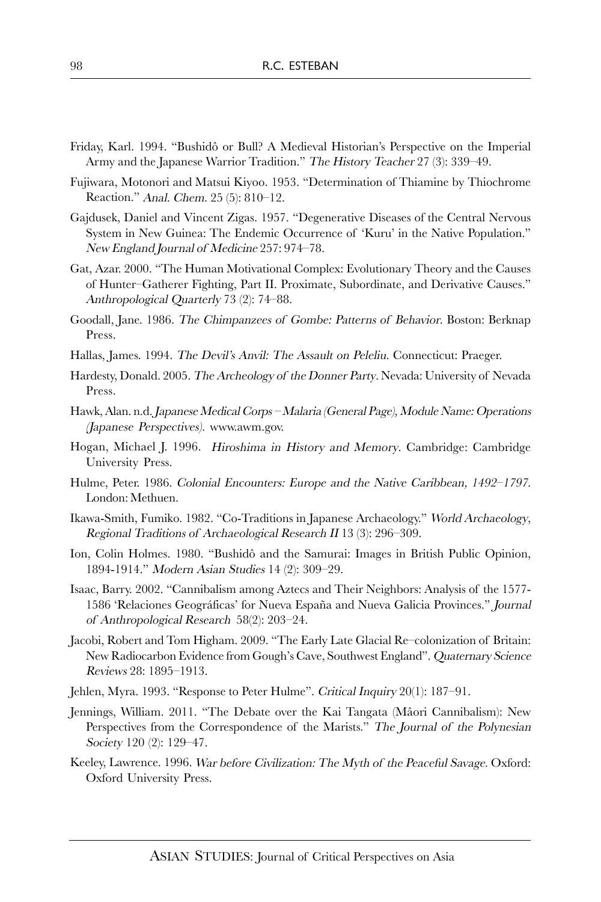Friday, Karl. 1994. "Bushidô or Bull? A Medieval Historian's Perspective on the Imperial Army and the Japanese Warrior Tradition." *The History Teacher* 27 (3): 339–49.

Fujiwara, Motonori and Matsui Kiyoo. 1953. "Determination of Thiamine by Thiochrome Reaction." *Anal. Chem.* 25 (5): 810–12.

Gajdusek, Daniel and Vincent Zigas. 1957. "Degenerative Diseases of the Central Nervous System in New Guinea: The Endemic Occurrence of 'Kuru' in the Native Population." *New England Journal of Medicine* 257: 974–78.

Gat, Azar. 2000. "The Human Motivational Complex: Evolutionary Theory and the Causes of Hunter–Gatherer Fighting, Part II. Proximate, Subordinate, and Derivative Causes." *Anthropological Quarterly* 73 (2): 74–88.

Goodall, Jane. 1986. *The Chimpanzees of Gombe: Patterns of Behavior*. Boston: Berknap Press.

Hallas, James. 1994. *The Devil's Anvil: The Assault on Peleliu*. Connecticut: Praeger.

Hardesty, Donald. 2005. *The Archeology of the Donner Party*. Nevada: University of Nevada Press.

Hawk, Alan. n.d. *Japanese Medical Corps – Malaria (General Page), Module Name: Operations (Japanese Perspectives)*. www.awm.gov.

Hogan, Michael J. 1996. *Hiroshima in History and Memory*. Cambridge: Cambridge University Press.

Hulme, Peter. 1986. *Colonial Encounters: Europe and the Native Caribbean, 1492–1797*. London: Methuen.

Ikawa-Smith, Fumiko. 1982. "Co-Traditions in Japanese Archaeology." *World Archaeology, Regional Traditions of Archaeological Research II* 13 (3): 296–309.

Ion, Colin Holmes. 1980. "Bushidô and the Samurai: Images in British Public Opinion, 1894-1914." *Modern Asian Studies* 14 (2): 309–29.

Isaac, Barry. 2002. "Cannibalism among Aztecs and Their Neighbors: Analysis of the 1577-1586 'Relaciones Geográficas' for Nueva España and Nueva Galicia Provinces." *Journal of Anthropological Research* 58(2): 203–24.

Jacobi, Robert and Tom Higham. 2009. "The Early Late Glacial Re–colonization of Britain: New Radiocarbon Evidence from Gough's Cave, Southwest England". *Quaternary Science Reviews* 28: 1895–1913.

Jehlen, Myra. 1993. "Response to Peter Hulme". *Critical Inquiry* 20(1): 187–91.

Jennings, William. 2011. "The Debate over the Kai Tangata (Mâori Cannibalism): New Perspectives from the Correspondence of the Marists." *The Journal of the Polynesian Society* 120 (2): 129–47.

Keeley, Lawrence. 1996. *War before Civilization: The Myth of the Peaceful Savage*. Oxford: Oxford University Press.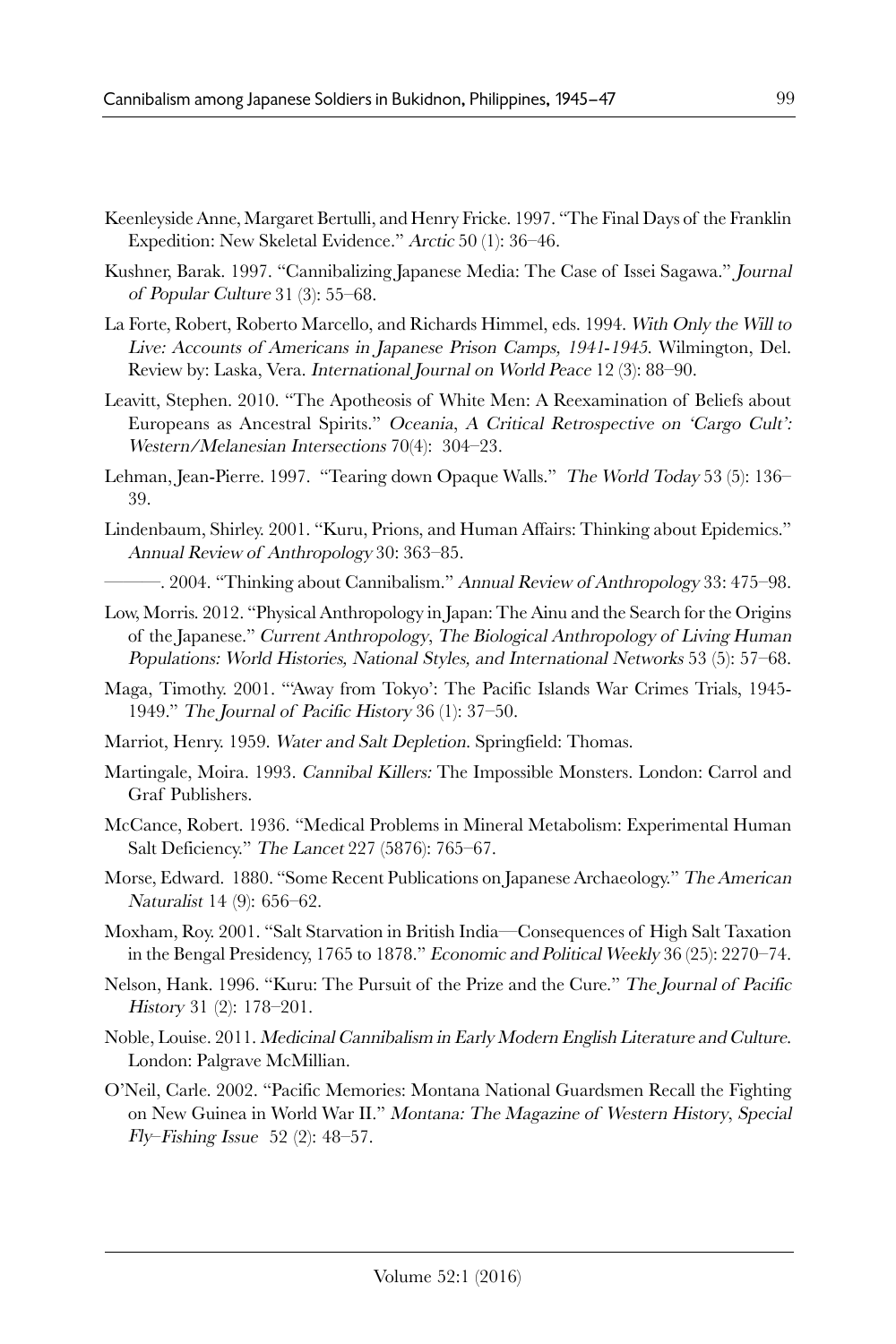Keenleyside Anne, Margaret Bertulli, and Henry Fricke. 1997. "The Final Days of the Franklin Expedition: New Skeletal Evidence." *Arctic* 50 (1): 36–46.

Kushner, Barak. 1997. "Cannibalizing Japanese Media: The Case of Issei Sagawa." *Journal of Popular Culture* 31 (3): 55–68.

La Forte, Robert, Roberto Marcello, and Richards Himmel, eds. 1994. *With Only the Will to Live: Accounts of Americans in Japanese Prison Camps, 1941-1945*. Wilmington, Del. Review by: Laska, Vera. *International Journal on World Peace* 12 (3): 88–90.

Leavitt, Stephen. 2010. "The Apotheosis of White Men: A Reexamination of Beliefs about Europeans as Ancestral Spirits." *Oceania, A Critical Retrospective on 'Cargo Cult': Western/Melanesian Intersections* 70(4): 304–23.

Lehman, Jean-Pierre. 1997. "Tearing down Opaque Walls." *The World Today* 53 (5): 136–39.

Lindenbaum, Shirley. 2001. "Kuru, Prions, and Human Affairs: Thinking about Epidemics." *Annual Review of Anthropology* 30: 363–85.

———. 2004. "Thinking about Cannibalism." *Annual Review of Anthropology* 33: 475–98.

Low, Morris. 2012. "Physical Anthropology in Japan: The Ainu and the Search for the Origins of the Japanese." *Current Anthropology, The Biological Anthropology of Living Human Populations: World Histories, National Styles, and International Networks* 53 (5): 57–68.

Maga, Timothy. 2001. "'Away from Tokyo': The Pacific Islands War Crimes Trials, 1945-1949." *The Journal of Pacific History* 36 (1): 37–50.

Marriot, Henry. 1959. *Water and Salt Depletion*. Springfield: Thomas.

Martingale, Moira. 1993. *Cannibal Killers:* The Impossible Monsters. London: Carrol and Graf Publishers.

McCance, Robert. 1936. "Medical Problems in Mineral Metabolism: Experimental Human Salt Deficiency." *The Lancet* 227 (5876): 765–67.

Morse, Edward. 1880. "Some Recent Publications on Japanese Archaeology." *The American Naturalist* 14 (9): 656–62.

Moxham, Roy. 2001. "Salt Starvation in British India—Consequences of High Salt Taxation in the Bengal Presidency, 1765 to 1878." *Economic and Political Weekly* 36 (25): 2270–74.

Nelson, Hank. 1996. "Kuru: The Pursuit of the Prize and the Cure." *The Journal of Pacific History* 31 (2): 178–201.

Noble, Louise. 2011. *Medicinal Cannibalism in Early Modern English Literature and Culture*. London: Palgrave McMillian.

O'Neil, Carle. 2002. "Pacific Memories: Montana National Guardsmen Recall the Fighting on New Guinea in World War II." *Montana: The Magazine of Western History, Special Fly–Fishing Issue* 52 (2): 48–57.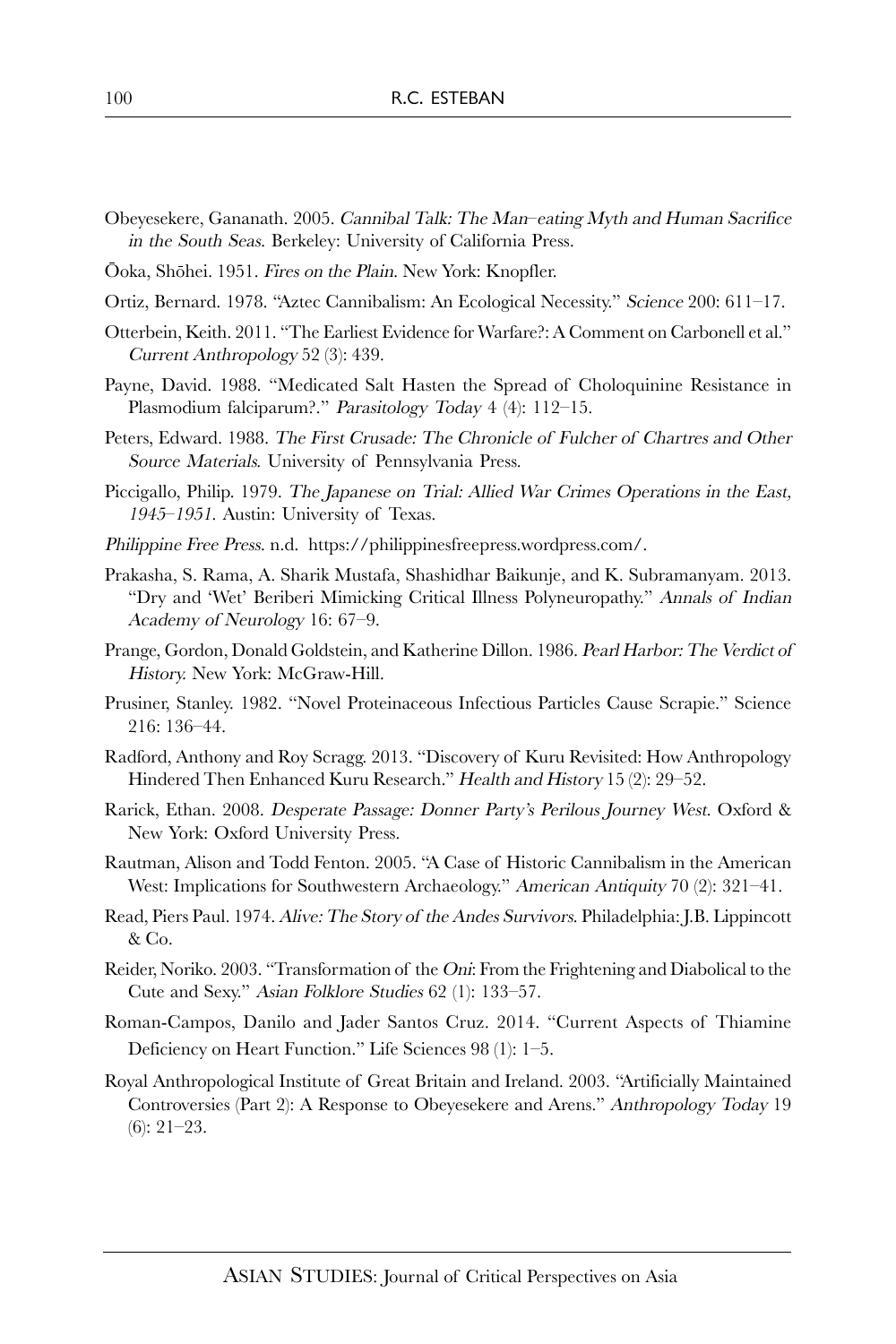Obeyesekere, Gananath. 2005. *Cannibal Talk: The Man–eating Myth and Human Sacrifice in the South Seas*. Berkeley: University of California Press.

Ōoka, Shōhei. 1951. *Fires on the Plain*. New York: Knopfler.

Ortiz, Bernard. 1978. "Aztec Cannibalism: An Ecological Necessity." *Science* 200: 611–17.

Otterbein, Keith. 2011. "The Earliest Evidence for Warfare?: A Comment on Carbonell et al." *Current Anthropology* 52 (3): 439.

Payne, David. 1988. "Medicated Salt Hasten the Spread of Choloquinine Resistance in Plasmodium falciparum?." *Parasitology Today* 4 (4): 112–15.

Peters, Edward. 1988. *The First Crusade: The Chronicle of Fulcher of Chartres and Other Source Materials*. University of Pennsylvania Press.

Piccigallo, Philip. 1979. *The Japanese on Trial: Allied War Crimes Operations in the East, 1945–1951*. Austin: University of Texas.

*Philippine Free Press*. n.d. https://philippinesfreepress.wordpress.com/.

Prakasha, S. Rama, A. Sharik Mustafa, Shashidhar Baikunje, and K. Subramanyam. 2013. "Dry and 'Wet' Beriberi Mimicking Critical Illness Polyneuropathy." *Annals of Indian Academy of Neurology* 16: 67–9.

Prange, Gordon, Donald Goldstein, and Katherine Dillon. 1986. *Pearl Harbor: The Verdict of History*. New York: McGraw-Hill.

Prusiner, Stanley. 1982. "Novel Proteinaceous Infectious Particles Cause Scrapie." Science 216: 136–44.

Radford, Anthony and Roy Scragg. 2013. "Discovery of Kuru Revisited: How Anthropology Hindered Then Enhanced Kuru Research." *Health and History* 15 (2): 29–52.

Rarick, Ethan. 2008. *Desperate Passage: Donner Party's Perilous Journey West*. Oxford & New York: Oxford University Press.

Rautman, Alison and Todd Fenton. 2005. "A Case of Historic Cannibalism in the American West: Implications for Southwestern Archaeology." *American Antiquity* 70 (2): 321–41.

Read, Piers Paul. 1974. *Alive: The Story of the Andes Survivors*. Philadelphia: J.B. Lippincott & Co.

Reider, Noriko. 2003. "Transformation of the *Oni*: From the Frightening and Diabolical to the Cute and Sexy." *Asian Folklore Studies* 62 (1): 133–57.

Roman-Campos, Danilo and Jader Santos Cruz. 2014. "Current Aspects of Thiamine Deficiency on Heart Function." Life Sciences 98 (1): 1–5.

Royal Anthropological Institute of Great Britain and Ireland. 2003. "Artificially Maintained Controversies (Part 2): A Response to Obeyesekere and Arens." *Anthropology Today* 19 (6): 21–23.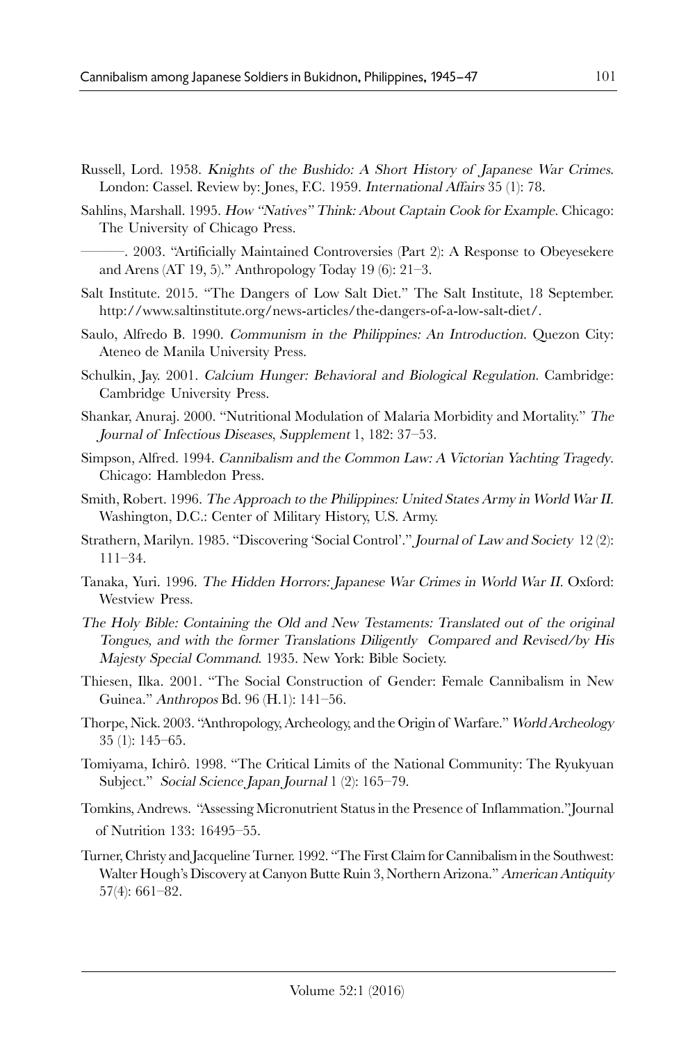Russell, Lord. 1958. *Knights of the Bushido: A Short History of Japanese War Crimes*. London: Cassel. Review by: Jones, F.C. 1959. *International Affairs* 35 (1): 78.

Sahlins, Marshall. 1995. *How "Natives" Think: About Captain Cook for Example*. Chicago: The University of Chicago Press.

———. 2003. "Artificially Maintained Controversies (Part 2): A Response to Obeyesekere and Arens (AT 19, 5)." Anthropology Today 19 (6): 21–3.

Salt Institute. 2015. "The Dangers of Low Salt Diet." The Salt Institute, 18 September. http://www.saltinstitute.org/news-articles/the-dangers-of-a-low-salt-diet/.

Saulo, Alfredo B. 1990. *Communism in the Philippines: An Introduction*. Quezon City: Ateneo de Manila University Press.

Schulkin, Jay. 2001. *Calcium Hunger: Behavioral and Biological Regulation*. Cambridge: Cambridge University Press.

Shankar, Anuraj. 2000. "Nutritional Modulation of Malaria Morbidity and Mortality." *The Journal of Infectious Diseases, Supplement* 1, 182: 37–53.

Simpson, Alfred. 1994. *Cannibalism and the Common Law: A Victorian Yachting Tragedy*. Chicago: Hambledon Press.

Smith, Robert. 1996. *The Approach to the Philippines: United States Army in World War II*. Washington, D.C.: Center of Military History, U.S. Army.

Strathern, Marilyn. 1985. "Discovering 'Social Control'." *Journal of Law and Society* 12 (2): 111–34.

Tanaka, Yuri. 1996. *The Hidden Horrors: Japanese War Crimes in World War II*. Oxford: Westview Press.

*The Holy Bible: Containing the Old and New Testaments: Translated out of the original Tongues, and with the former Translations Diligently Compared and Revised/by His Majesty Special Command*. 1935. New York: Bible Society.

Thiesen, Ilka. 2001. "The Social Construction of Gender: Female Cannibalism in New Guinea." *Anthropos* Bd. 96 (H.1): 141–56.

Thorpe, Nick. 2003. "Anthropology, Archeology, and the Origin of Warfare." *World Archeology* 35 (1): 145–65.

Tomiyama, Ichirô. 1998. "The Critical Limits of the National Community: The Ryukyuan Subject." *Social Science Japan Journal* 1 (2): 165–79.

Tomkins, Andrews. "Assessing Micronutrient Status in the Presence of Inflammation."Journal of Nutrition 133: 16495–55.

Turner, Christy and Jacqueline Turner. 1992. "The First Claim for Cannibalism in the Southwest: Walter Hough's Discovery at Canyon Butte Ruin 3, Northern Arizona." *American Antiquity* 57(4): 661–82.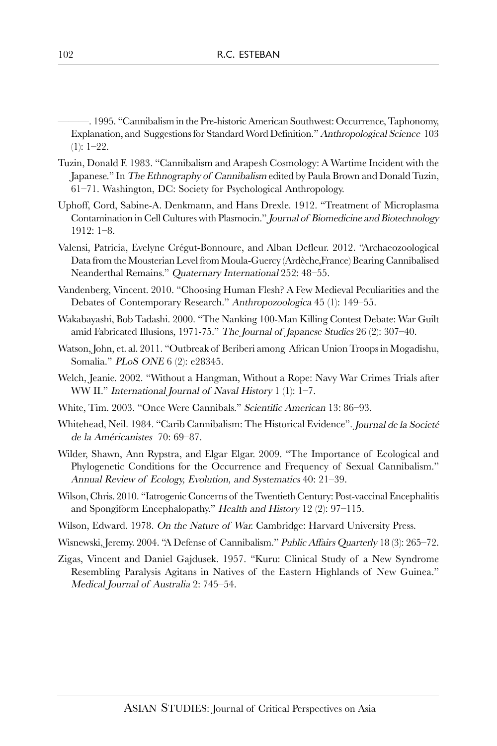———. 1995. "Cannibalism in the Pre-historic American Southwest: Occurrence, Taphonomy, Explanation, and Suggestions for Standard Word Definition." *Anthropological Science* 103 (1): 1–22.

Tuzin, Donald F. 1983. "Cannibalism and Arapesh Cosmology: A Wartime Incident with the Japanese." In *The Ethnography of Cannibalism* edited by Paula Brown and Donald Tuzin, 61–71. Washington, DC: Society for Psychological Anthropology.

Uphoff, Cord, Sabine-A. Denkmann, and Hans Drexle. 1912. "Treatment of Microplasma Contamination in Cell Cultures with Plasmocin." *Journal of Biomedicine and Biotechnology* 1912: 1–8.

Valensi, Patricia, Evelyne Crégut-Bonnoure, and Alban Defleur. 2012. "Archaeozoological Data from the Mousterian Level from Moula-Guercy (Ardèche,France) Bearing Cannibalised Neanderthal Remains." *Quaternary International* 252: 48–55.

Vandenberg, Vincent. 2010. "Choosing Human Flesh? A Few Medieval Peculiarities and the Debates of Contemporary Research." *Anthropozoologica* 45 (1): 149–55.

Wakabayashi, Bob Tadashi. 2000. "The Nanking 100-Man Killing Contest Debate: War Guilt amid Fabricated Illusions, 1971-75." *The Journal of Japanese Studies* 26 (2): 307–40.

Watson, John, et. al. 2011. "Outbreak of Beriberi among African Union Troops in Mogadishu, Somalia." *PLoS ONE* 6 (2): e28345.

Welch, Jeanie. 2002. "Without a Hangman, Without a Rope: Navy War Crimes Trials after WW II." *International Journal of Naval History* 1 (1): 1–7.

White, Tim. 2003. "Once Were Cannibals." *Scientific American* 13: 86–93.

Whitehead, Neil. 1984. "Carib Cannibalism: The Historical Evidence". *Journal de la Societé de la Américanistes* 70: 69–87.

Wilder, Shawn, Ann Rypstra, and Elgar Elgar. 2009. "The Importance of Ecological and Phylogenetic Conditions for the Occurrence and Frequency of Sexual Cannibalism." *Annual Review of Ecology, Evolution, and Systematics* 40: 21–39.

Wilson, Chris. 2010. "Iatrogenic Concerns of the Twentieth Century: Post-vaccinal Encephalitis and Spongiform Encephalopathy." *Health and History* 12 (2): 97–115.

Wilson, Edward. 1978. *On the Nature of War.* Cambridge: Harvard University Press.

Wisnewski, Jeremy. 2004. "A Defense of Cannibalism." *Public Affairs Quarterly* 18 (3): 265–72.

Zigas, Vincent and Daniel Gajdusek. 1957. "Kuru: Clinical Study of a New Syndrome Resembling Paralysis Agitans in Natives of the Eastern Highlands of New Guinea." *Medical Journal of Australia* 2: 745–54.